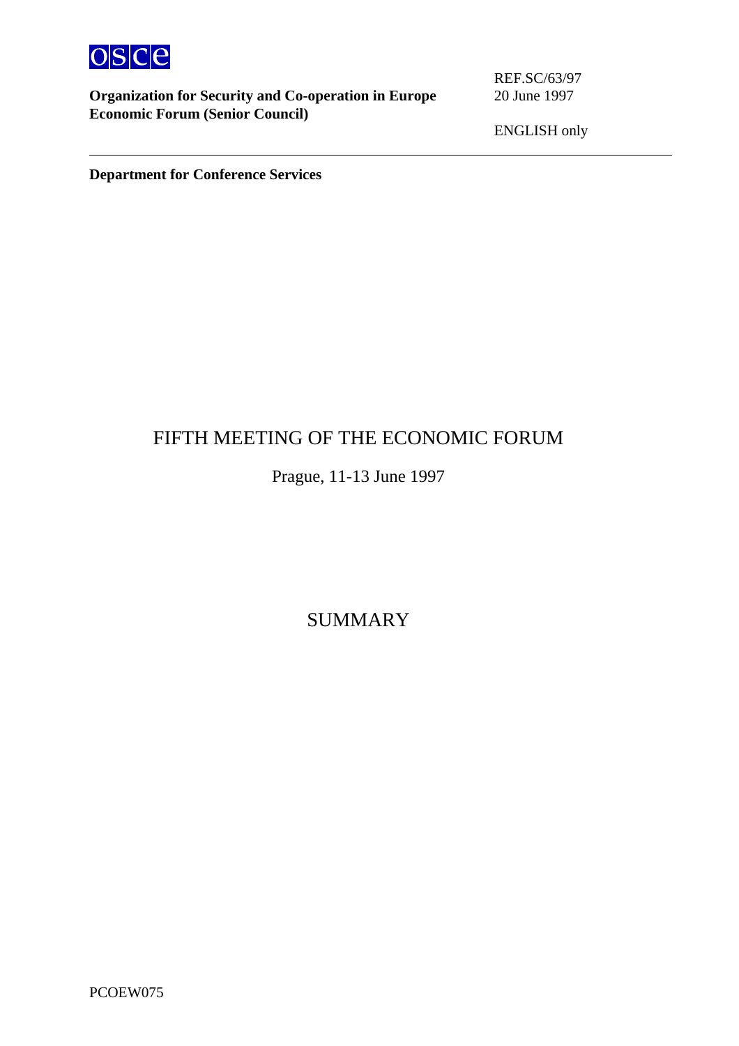**OSCE**

**Organization for Security and Co-operation in Europe**
**Economic Forum (Senior Council)**

REF.SC/63/97
20 June 1997

ENGLISH only

**Department for Conference Services**

# FIFTH MEETING OF THE ECONOMIC FORUM

Prague, 11-13 June 1997

# SUMMARY

PCOEW075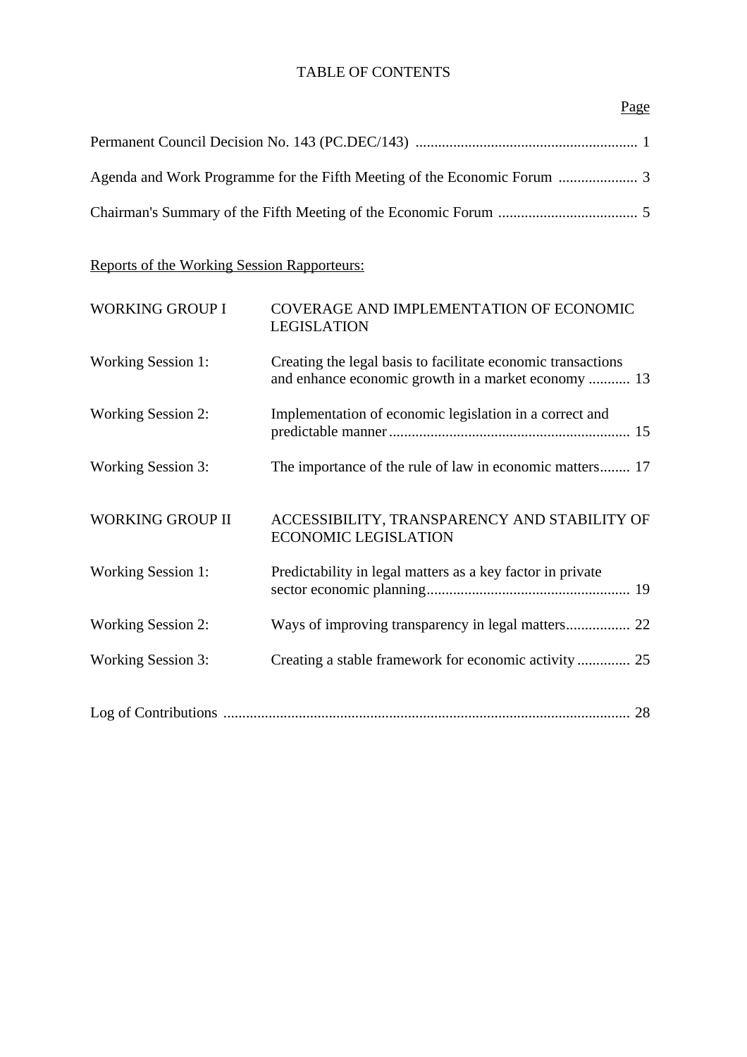# TABLE OF CONTENTS

| | Page |
|---|---|
| Permanent Council Decision No. 143 (PC.DEC/143) | 1 |
| Agenda and Work Programme for the Fifth Meeting of the Economic Forum | 3 |
| Chairman's Summary of the Fifth Meeting of the Economic Forum | 5 |

Reports of the Working Session Rapporteurs:

| | | |
|---|---|---|
| WORKING GROUP I | COVERAGE AND IMPLEMENTATION OF ECONOMIC LEGISLATION | |
| Working Session 1: | Creating the legal basis to facilitate economic transactions and enhance economic growth in a market economy | 13 |
| Working Session 2: | Implementation of economic legislation in a correct and predictable manner | 15 |
| Working Session 3: | The importance of the rule of law in economic matters | 17 |
| WORKING GROUP II | ACCESSIBILITY, TRANSPARENCY AND STABILITY OF ECONOMIC LEGISLATION | |
| Working Session 1: | Predictability in legal matters as a key factor in private sector economic planning | 19 |
| Working Session 2: | Ways of improving transparency in legal matters | 22 |
| Working Session 3: | Creating a stable framework for economic activity | 25 |

| | |
|---|---|
| Log of Contributions | 28 |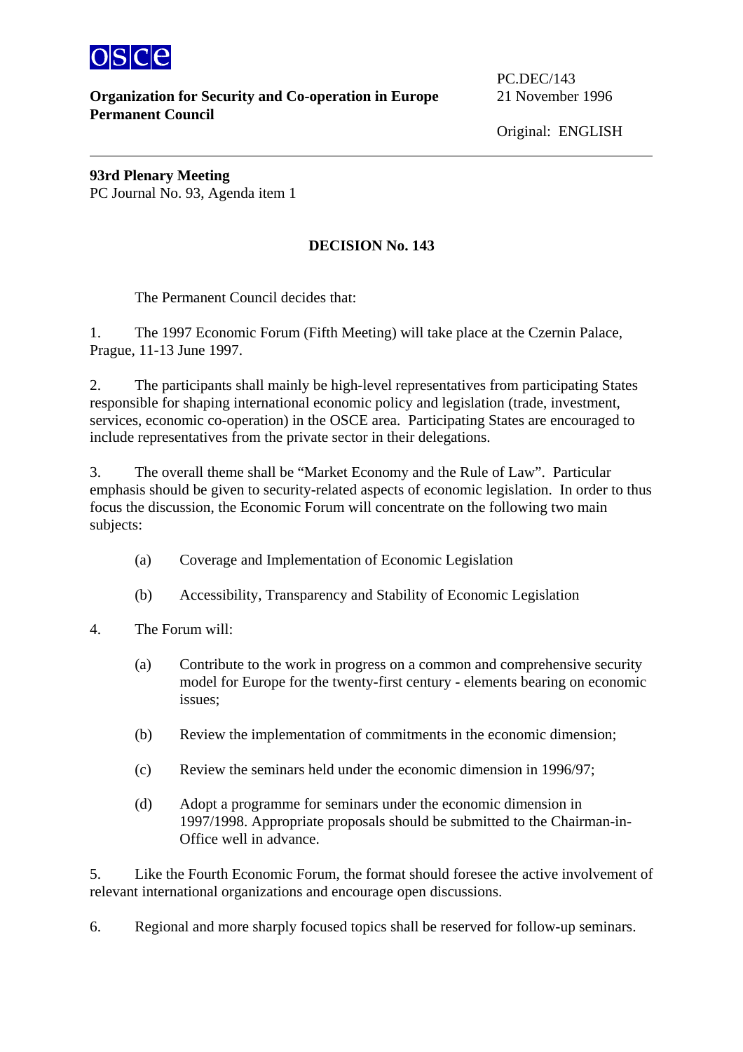**Organization for Security and Co-operation in Europe**
**Permanent Council**

PC.DEC/143
21 November 1996

Original: ENGLISH

---

**93rd Plenary Meeting**
PC Journal No. 93, Agenda item 1

## DECISION No. 143

The Permanent Council decides that:

1. The 1997 Economic Forum (Fifth Meeting) will take place at the Czernin Palace, Prague, 11-13 June 1997.

2. The participants shall mainly be high-level representatives from participating States responsible for shaping international economic policy and legislation (trade, investment, services, economic co-operation) in the OSCE area. Participating States are encouraged to include representatives from the private sector in their delegations.

3. The overall theme shall be “Market Economy and the Rule of Law”. Particular emphasis should be given to security-related aspects of economic legislation. In order to thus focus the discussion, the Economic Forum will concentrate on the following two main subjects:

   (a) Coverage and Implementation of Economic Legislation

   (b) Accessibility, Transparency and Stability of Economic Legislation

4. The Forum will:

   (a) Contribute to the work in progress on a common and comprehensive security model for Europe for the twenty-first century - elements bearing on economic issues;

   (b) Review the implementation of commitments in the economic dimension;

   (c) Review the seminars held under the economic dimension in 1996/97;

   (d) Adopt a programme for seminars under the economic dimension in 1997/1998. Appropriate proposals should be submitted to the Chairman-in-Office well in advance.

5. Like the Fourth Economic Forum, the format should foresee the active involvement of relevant international organizations and encourage open discussions.

6. Regional and more sharply focused topics shall be reserved for follow-up seminars.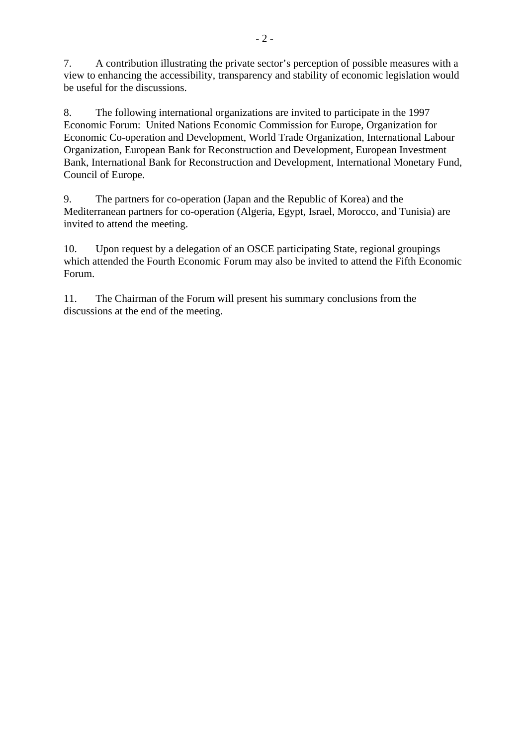7. A contribution illustrating the private sector's perception of possible measures with a view to enhancing the accessibility, transparency and stability of economic legislation would be useful for the discussions.

8. The following international organizations are invited to participate in the 1997 Economic Forum: United Nations Economic Commission for Europe, Organization for Economic Co-operation and Development, World Trade Organization, International Labour Organization, European Bank for Reconstruction and Development, European Investment Bank, International Bank for Reconstruction and Development, International Monetary Fund, Council of Europe.

9. The partners for co-operation (Japan and the Republic of Korea) and the Mediterranean partners for co-operation (Algeria, Egypt, Israel, Morocco, and Tunisia) are invited to attend the meeting.

10. Upon request by a delegation of an OSCE participating State, regional groupings which attended the Fourth Economic Forum may also be invited to attend the Fifth Economic Forum.

11. The Chairman of the Forum will present his summary conclusions from the discussions at the end of the meeting.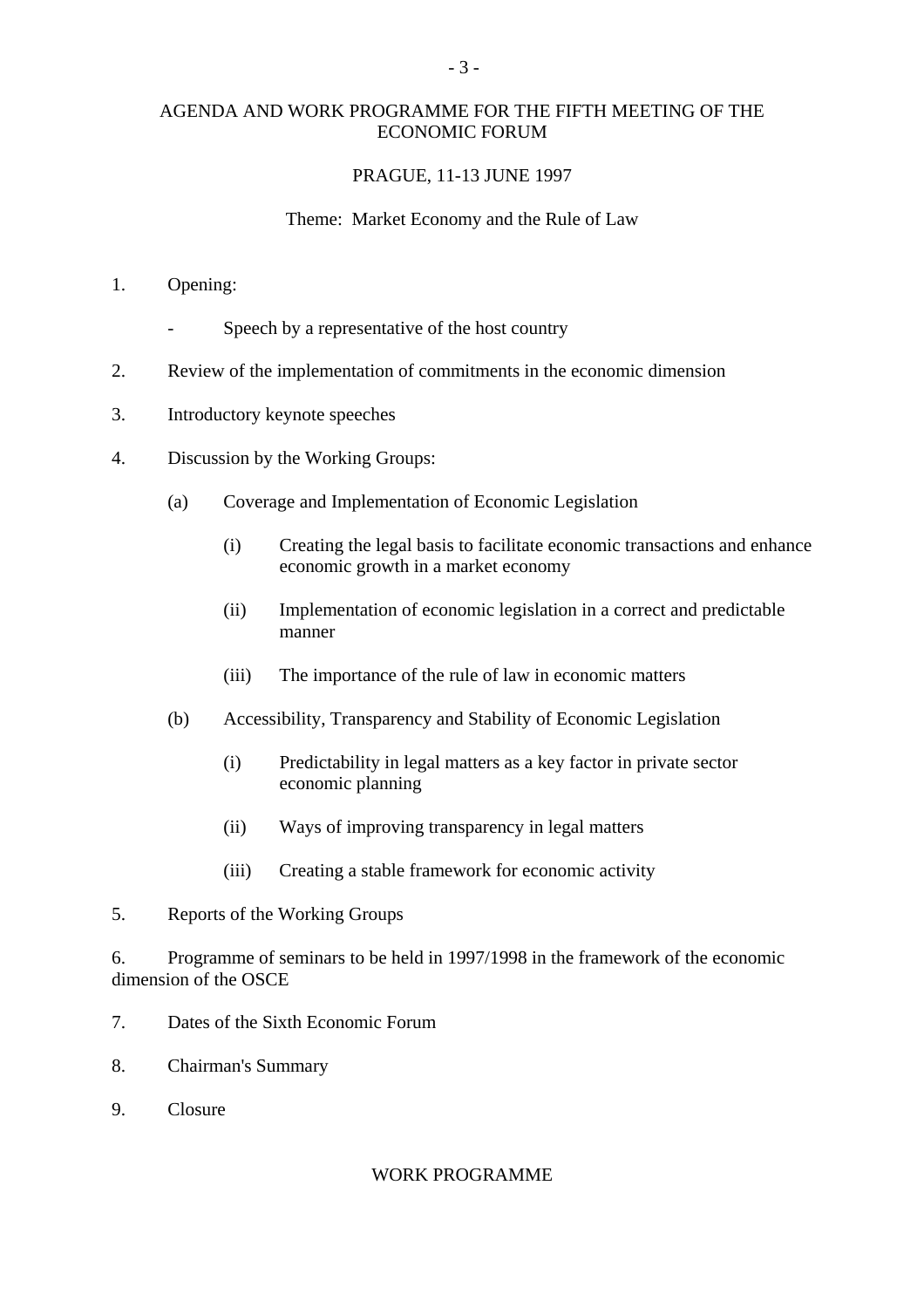## AGENDA AND WORK PROGRAMME FOR THE FIFTH MEETING OF THE ECONOMIC FORUM

PRAGUE, 11-13 JUNE 1997

Theme: Market Economy and the Rule of Law

1. Opening:

   - Speech by a representative of the host country

2. Review of the implementation of commitments in the economic dimension

3. Introductory keynote speeches

4. Discussion by the Working Groups:

   (a) Coverage and Implementation of Economic Legislation

      (i) Creating the legal basis to facilitate economic transactions and enhance economic growth in a market economy

      (ii) Implementation of economic legislation in a correct and predictable manner

      (iii) The importance of the rule of law in economic matters

   (b) Accessibility, Transparency and Stability of Economic Legislation

      (i) Predictability in legal matters as a key factor in private sector economic planning

      (ii) Ways of improving transparency in legal matters

      (iii) Creating a stable framework for economic activity

5. Reports of the Working Groups

6. Programme of seminars to be held in 1997/1998 in the framework of the economic dimension of the OSCE

7. Dates of the Sixth Economic Forum

8. Chairman's Summary

9. Closure

## WORK PROGRAMME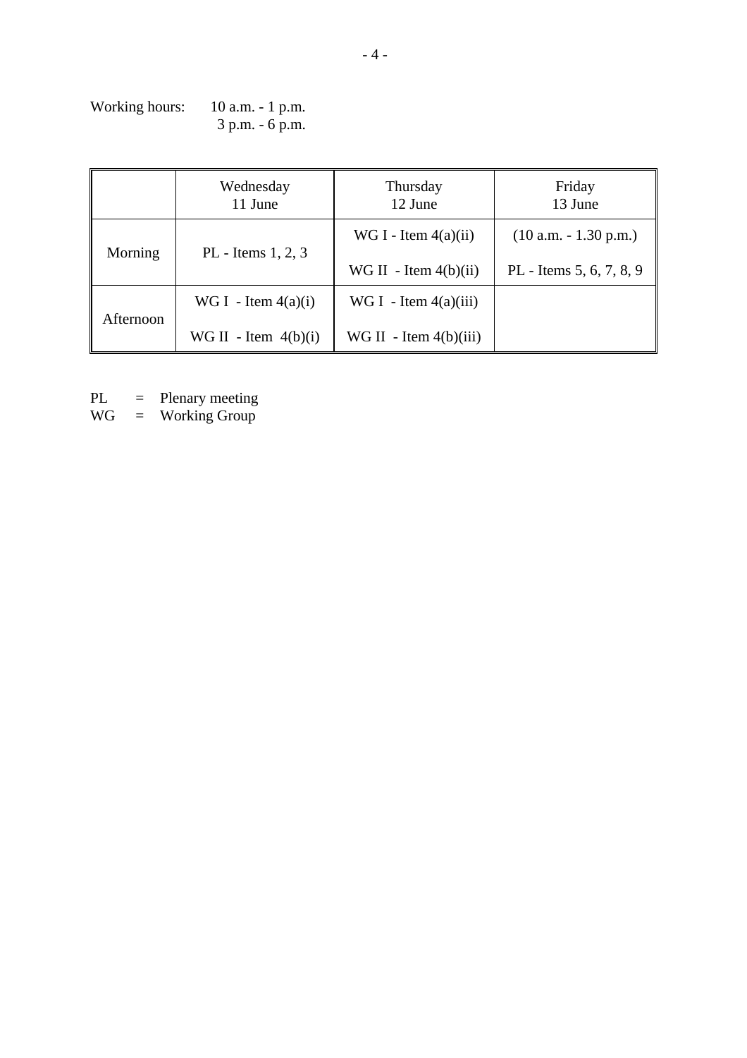Working hours: 10 a.m. - 1 p.m.
3 p.m. - 6 p.m.

| | Wednesday 11 June | Thursday 12 June | Friday 13 June |
|---|---|---|---|
| Morning | PL - Items 1, 2, 3 | WG I - Item 4(a)(ii)<br>WG II - Item 4(b)(ii) | (10 a.m. - 1.30 p.m.)<br>PL - Items 5, 6, 7, 8, 9 |
| Afternoon | WG I - Item 4(a)(i)<br>WG II - Item 4(b)(i) | WG I - Item 4(a)(iii)<br>WG II - Item 4(b)(iii) | |

PL = Plenary meeting
WG = Working Group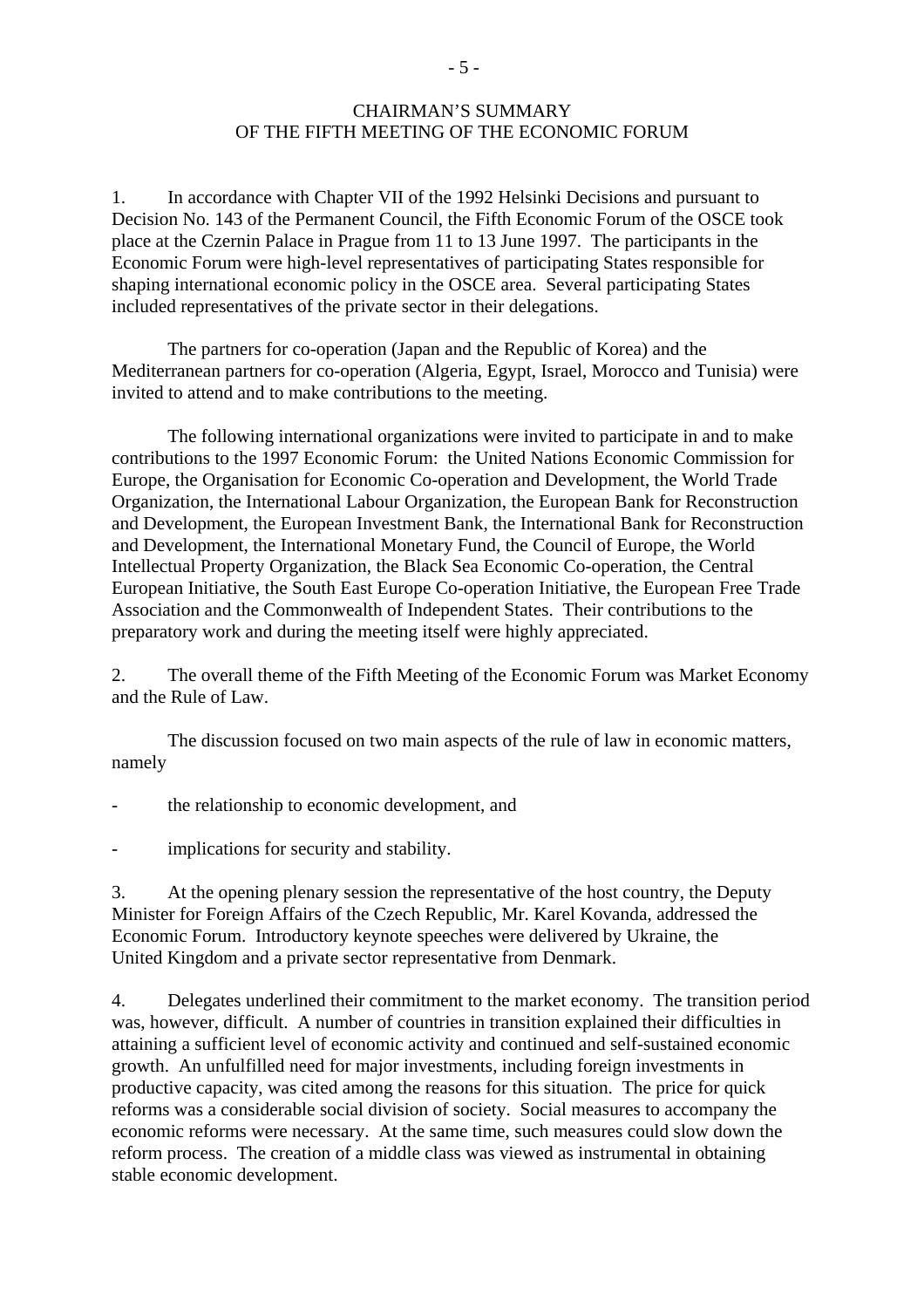# CHAIRMAN'S SUMMARY
# OF THE FIFTH MEETING OF THE ECONOMIC FORUM

1. In accordance with Chapter VII of the 1992 Helsinki Decisions and pursuant to Decision No. 143 of the Permanent Council, the Fifth Economic Forum of the OSCE took place at the Czernin Palace in Prague from 11 to 13 June 1997. The participants in the Economic Forum were high-level representatives of participating States responsible for shaping international economic policy in the OSCE area. Several participating States included representatives of the private sector in their delegations.

The partners for co-operation (Japan and the Republic of Korea) and the Mediterranean partners for co-operation (Algeria, Egypt, Israel, Morocco and Tunisia) were invited to attend and to make contributions to the meeting.

The following international organizations were invited to participate in and to make contributions to the 1997 Economic Forum: the United Nations Economic Commission for Europe, the Organisation for Economic Co-operation and Development, the World Trade Organization, the International Labour Organization, the European Bank for Reconstruction and Development, the European Investment Bank, the International Bank for Reconstruction and Development, the International Monetary Fund, the Council of Europe, the World Intellectual Property Organization, the Black Sea Economic Co-operation, the Central European Initiative, the South East Europe Co-operation Initiative, the European Free Trade Association and the Commonwealth of Independent States. Their contributions to the preparatory work and during the meeting itself were highly appreciated.

2. The overall theme of the Fifth Meeting of the Economic Forum was Market Economy and the Rule of Law.

The discussion focused on two main aspects of the rule of law in economic matters, namely

- the relationship to economic development, and
- implications for security and stability.

3. At the opening plenary session the representative of the host country, the Deputy Minister for Foreign Affairs of the Czech Republic, Mr. Karel Kovanda, addressed the Economic Forum. Introductory keynote speeches were delivered by Ukraine, the United Kingdom and a private sector representative from Denmark.

4. Delegates underlined their commitment to the market economy. The transition period was, however, difficult. A number of countries in transition explained their difficulties in attaining a sufficient level of economic activity and continued and self-sustained economic growth. An unfulfilled need for major investments, including foreign investments in productive capacity, was cited among the reasons for this situation. The price for quick reforms was a considerable social division of society. Social measures to accompany the economic reforms were necessary. At the same time, such measures could slow down the reform process. The creation of a middle class was viewed as instrumental in obtaining stable economic development.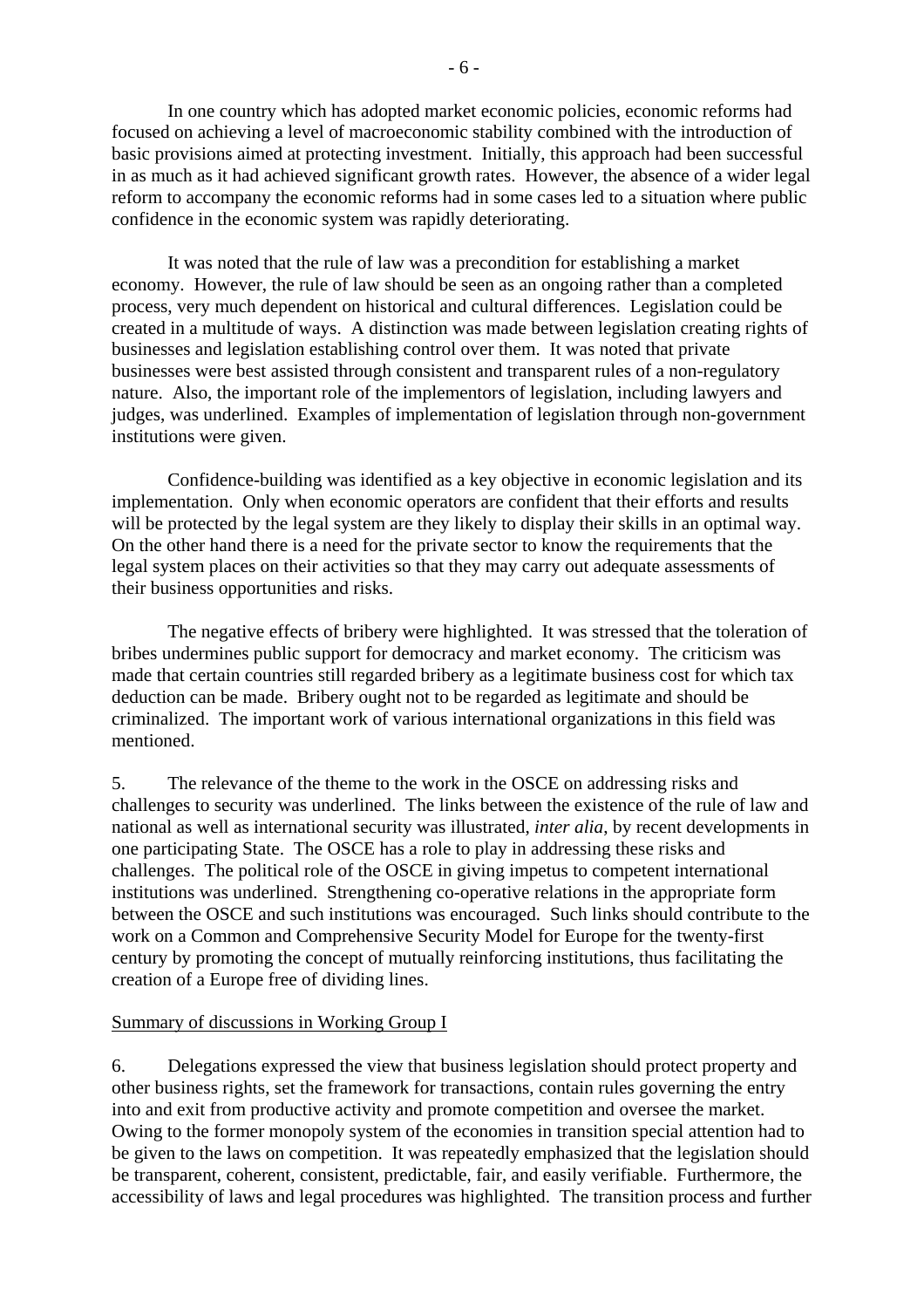In one country which has adopted market economic policies, economic reforms had focused on achieving a level of macroeconomic stability combined with the introduction of basic provisions aimed at protecting investment. Initially, this approach had been successful in as much as it had achieved significant growth rates. However, the absence of a wider legal reform to accompany the economic reforms had in some cases led to a situation where public confidence in the economic system was rapidly deteriorating.

It was noted that the rule of law was a precondition for establishing a market economy. However, the rule of law should be seen as an ongoing rather than a completed process, very much dependent on historical and cultural differences. Legislation could be created in a multitude of ways. A distinction was made between legislation creating rights of businesses and legislation establishing control over them. It was noted that private businesses were best assisted through consistent and transparent rules of a non-regulatory nature. Also, the important role of the implementors of legislation, including lawyers and judges, was underlined. Examples of implementation of legislation through non-government institutions were given.

Confidence-building was identified as a key objective in economic legislation and its implementation. Only when economic operators are confident that their efforts and results will be protected by the legal system are they likely to display their skills in an optimal way. On the other hand there is a need for the private sector to know the requirements that the legal system places on their activities so that they may carry out adequate assessments of their business opportunities and risks.

The negative effects of bribery were highlighted. It was stressed that the toleration of bribes undermines public support for democracy and market economy. The criticism was made that certain countries still regarded bribery as a legitimate business cost for which tax deduction can be made. Bribery ought not to be regarded as legitimate and should be criminalized. The important work of various international organizations in this field was mentioned.

5. The relevance of the theme to the work in the OSCE on addressing risks and challenges to security was underlined. The links between the existence of the rule of law and national as well as international security was illustrated, *inter alia*, by recent developments in one participating State. The OSCE has a role to play in addressing these risks and challenges. The political role of the OSCE in giving impetus to competent international institutions was underlined. Strengthening co-operative relations in the appropriate form between the OSCE and such institutions was encouraged. Such links should contribute to the work on a Common and Comprehensive Security Model for Europe for the twenty-first century by promoting the concept of mutually reinforcing institutions, thus facilitating the creation of a Europe free of dividing lines.

## Summary of discussions in Working Group I

6. Delegations expressed the view that business legislation should protect property and other business rights, set the framework for transactions, contain rules governing the entry into and exit from productive activity and promote competition and oversee the market. Owing to the former monopoly system of the economies in transition special attention had to be given to the laws on competition. It was repeatedly emphasized that the legislation should be transparent, coherent, consistent, predictable, fair, and easily verifiable. Furthermore, the accessibility of laws and legal procedures was highlighted. The transition process and further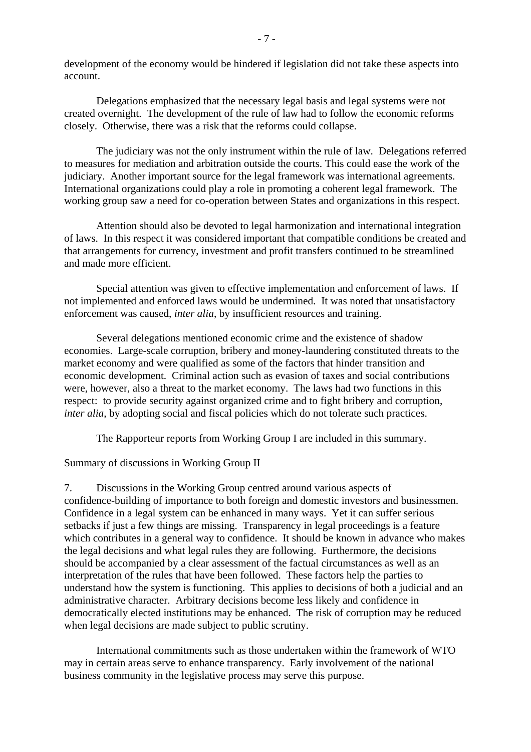development of the economy would be hindered if legislation did not take these aspects into account.

Delegations emphasized that the necessary legal basis and legal systems were not created overnight. The development of the rule of law had to follow the economic reforms closely. Otherwise, there was a risk that the reforms could collapse.

The judiciary was not the only instrument within the rule of law. Delegations referred to measures for mediation and arbitration outside the courts. This could ease the work of the judiciary. Another important source for the legal framework was international agreements. International organizations could play a role in promoting a coherent legal framework. The working group saw a need for co-operation between States and organizations in this respect.

Attention should also be devoted to legal harmonization and international integration of laws. In this respect it was considered important that compatible conditions be created and that arrangements for currency, investment and profit transfers continued to be streamlined and made more efficient.

Special attention was given to effective implementation and enforcement of laws. If not implemented and enforced laws would be undermined. It was noted that unsatisfactory enforcement was caused, *inter alia*, by insufficient resources and training.

Several delegations mentioned economic crime and the existence of shadow economies. Large-scale corruption, bribery and money-laundering constituted threats to the market economy and were qualified as some of the factors that hinder transition and economic development. Criminal action such as evasion of taxes and social contributions were, however, also a threat to the market economy. The laws had two functions in this respect: to provide security against organized crime and to fight bribery and corruption, *inter alia*, by adopting social and fiscal policies which do not tolerate such practices.

The Rapporteur reports from Working Group I are included in this summary.

<u>Summary of discussions in Working Group II</u>

7. Discussions in the Working Group centred around various aspects of confidence-building of importance to both foreign and domestic investors and businessmen. Confidence in a legal system can be enhanced in many ways. Yet it can suffer serious setbacks if just a few things are missing. Transparency in legal proceedings is a feature which contributes in a general way to confidence. It should be known in advance who makes the legal decisions and what legal rules they are following. Furthermore, the decisions should be accompanied by a clear assessment of the factual circumstances as well as an interpretation of the rules that have been followed. These factors help the parties to understand how the system is functioning. This applies to decisions of both a judicial and an administrative character. Arbitrary decisions become less likely and confidence in democratically elected institutions may be enhanced. The risk of corruption may be reduced when legal decisions are made subject to public scrutiny.

International commitments such as those undertaken within the framework of WTO may in certain areas serve to enhance transparency. Early involvement of the national business community in the legislative process may serve this purpose.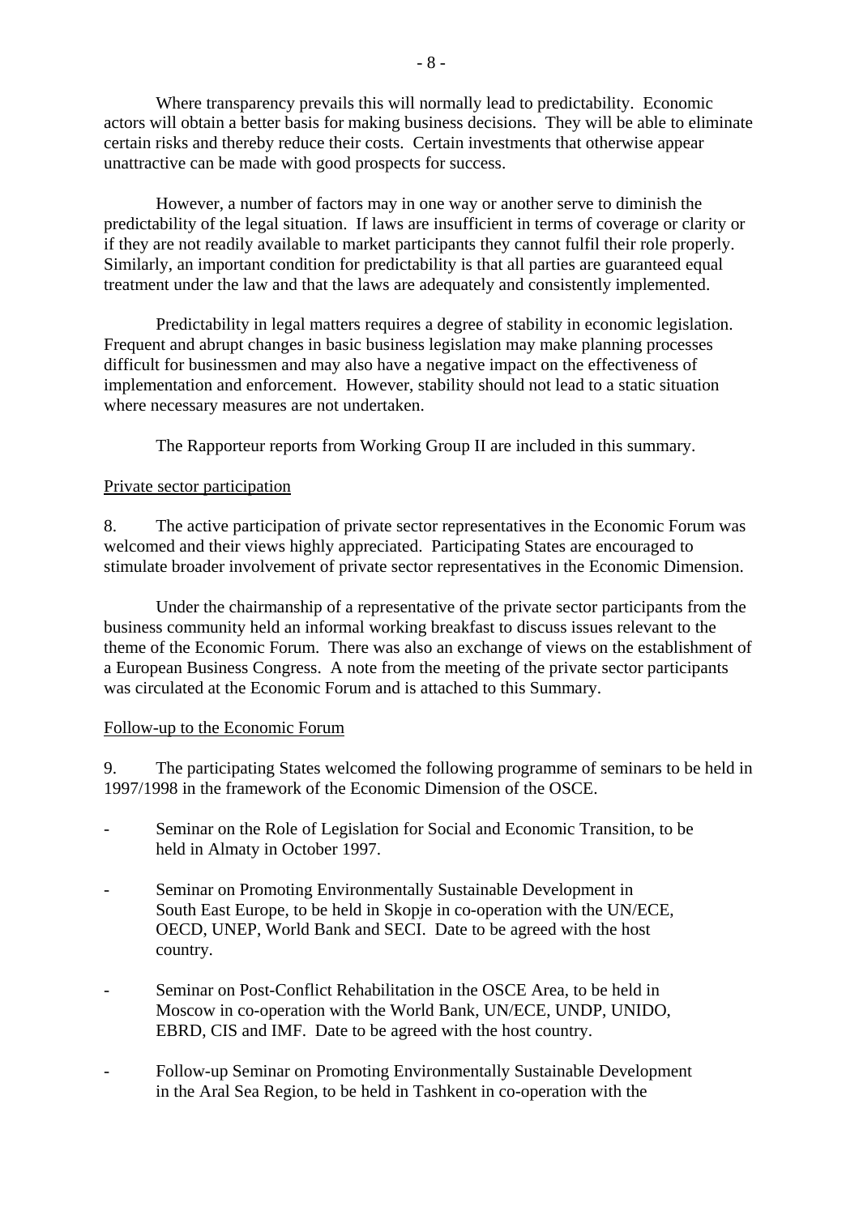Where transparency prevails this will normally lead to predictability. Economic actors will obtain a better basis for making business decisions. They will be able to eliminate certain risks and thereby reduce their costs. Certain investments that otherwise appear unattractive can be made with good prospects for success.

However, a number of factors may in one way or another serve to diminish the predictability of the legal situation. If laws are insufficient in terms of coverage or clarity or if they are not readily available to market participants they cannot fulfil their role properly. Similarly, an important condition for predictability is that all parties are guaranteed equal treatment under the law and that the laws are adequately and consistently implemented.

Predictability in legal matters requires a degree of stability in economic legislation. Frequent and abrupt changes in basic business legislation may make planning processes difficult for businessmen and may also have a negative impact on the effectiveness of implementation and enforcement. However, stability should not lead to a static situation where necessary measures are not undertaken.

The Rapporteur reports from Working Group II are included in this summary.

Private sector participation

8. The active participation of private sector representatives in the Economic Forum was welcomed and their views highly appreciated. Participating States are encouraged to stimulate broader involvement of private sector representatives in the Economic Dimension.

Under the chairmanship of a representative of the private sector participants from the business community held an informal working breakfast to discuss issues relevant to the theme of the Economic Forum. There was also an exchange of views on the establishment of a European Business Congress. A note from the meeting of the private sector participants was circulated at the Economic Forum and is attached to this Summary.

Follow-up to the Economic Forum

9. The participating States welcomed the following programme of seminars to be held in 1997/1998 in the framework of the Economic Dimension of the OSCE.

- Seminar on the Role of Legislation for Social and Economic Transition, to be held in Almaty in October 1997.
- Seminar on Promoting Environmentally Sustainable Development in South East Europe, to be held in Skopje in co-operation with the UN/ECE, OECD, UNEP, World Bank and SECI. Date to be agreed with the host country.
- Seminar on Post-Conflict Rehabilitation in the OSCE Area, to be held in Moscow in co-operation with the World Bank, UN/ECE, UNDP, UNIDO, EBRD, CIS and IMF. Date to be agreed with the host country.
- Follow-up Seminar on Promoting Environmentally Sustainable Development in the Aral Sea Region, to be held in Tashkent in co-operation with the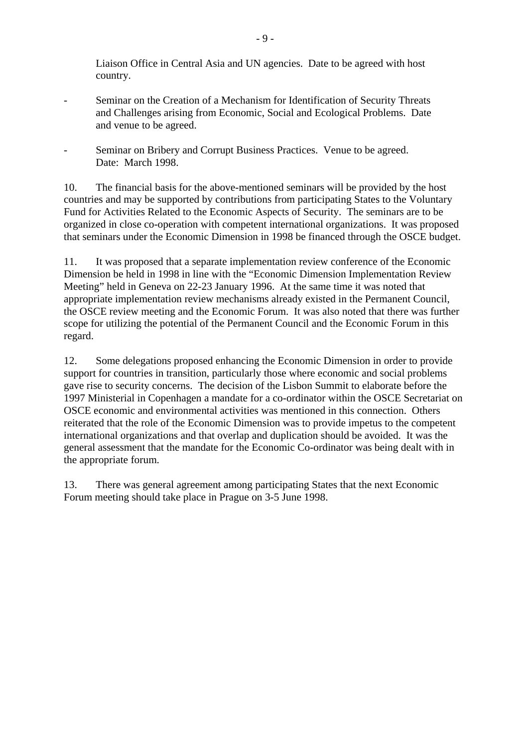Liaison Office in Central Asia and UN agencies. Date to be agreed with host country.

- Seminar on the Creation of a Mechanism for Identification of Security Threats and Challenges arising from Economic, Social and Ecological Problems. Date and venue to be agreed.

- Seminar on Bribery and Corrupt Business Practices. Venue to be agreed. Date: March 1998.

10. The financial basis for the above-mentioned seminars will be provided by the host countries and may be supported by contributions from participating States to the Voluntary Fund for Activities Related to the Economic Aspects of Security. The seminars are to be organized in close co-operation with competent international organizations. It was proposed that seminars under the Economic Dimension in 1998 be financed through the OSCE budget.

11. It was proposed that a separate implementation review conference of the Economic Dimension be held in 1998 in line with the "Economic Dimension Implementation Review Meeting" held in Geneva on 22-23 January 1996. At the same time it was noted that appropriate implementation review mechanisms already existed in the Permanent Council, the OSCE review meeting and the Economic Forum. It was also noted that there was further scope for utilizing the potential of the Permanent Council and the Economic Forum in this regard.

12. Some delegations proposed enhancing the Economic Dimension in order to provide support for countries in transition, particularly those where economic and social problems gave rise to security concerns. The decision of the Lisbon Summit to elaborate before the 1997 Ministerial in Copenhagen a mandate for a co-ordinator within the OSCE Secretariat on OSCE economic and environmental activities was mentioned in this connection. Others reiterated that the role of the Economic Dimension was to provide impetus to the competent international organizations and that overlap and duplication should be avoided. It was the general assessment that the mandate for the Economic Co-ordinator was being dealt with in the appropriate forum.

13. There was general agreement among participating States that the next Economic Forum meeting should take place in Prague on 3-5 June 1998.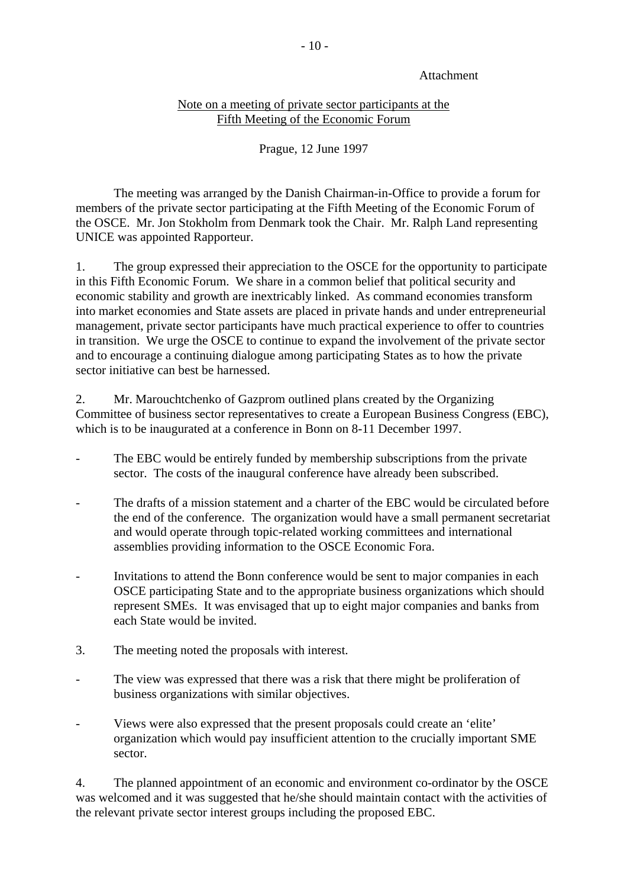Attachment

Note on a meeting of private sector participants at the Fifth Meeting of the Economic Forum

Prague, 12 June 1997

The meeting was arranged by the Danish Chairman-in-Office to provide a forum for members of the private sector participating at the Fifth Meeting of the Economic Forum of the OSCE. Mr. Jon Stokholm from Denmark took the Chair. Mr. Ralph Land representing UNICE was appointed Rapporteur.

1. The group expressed their appreciation to the OSCE for the opportunity to participate in this Fifth Economic Forum. We share in a common belief that political security and economic stability and growth are inextricably linked. As command economies transform into market economies and State assets are placed in private hands and under entrepreneurial management, private sector participants have much practical experience to offer to countries in transition. We urge the OSCE to continue to expand the involvement of the private sector and to encourage a continuing dialogue among participating States as to how the private sector initiative can best be harnessed.

2. Mr. Marouchtchenko of Gazprom outlined plans created by the Organizing Committee of business sector representatives to create a European Business Congress (EBC), which is to be inaugurated at a conference in Bonn on 8-11 December 1997.

- The EBC would be entirely funded by membership subscriptions from the private sector. The costs of the inaugural conference have already been subscribed.
- The drafts of a mission statement and a charter of the EBC would be circulated before the end of the conference. The organization would have a small permanent secretariat and would operate through topic-related working committees and international assemblies providing information to the OSCE Economic Fora.
- Invitations to attend the Bonn conference would be sent to major companies in each OSCE participating State and to the appropriate business organizations which should represent SMEs. It was envisaged that up to eight major companies and banks from each State would be invited.

3. The meeting noted the proposals with interest.

- The view was expressed that there was a risk that there might be proliferation of business organizations with similar objectives.
- Views were also expressed that the present proposals could create an 'elite' organization which would pay insufficient attention to the crucially important SME sector.

4. The planned appointment of an economic and environment co-ordinator by the OSCE was welcomed and it was suggested that he/she should maintain contact with the activities of the relevant private sector interest groups including the proposed EBC.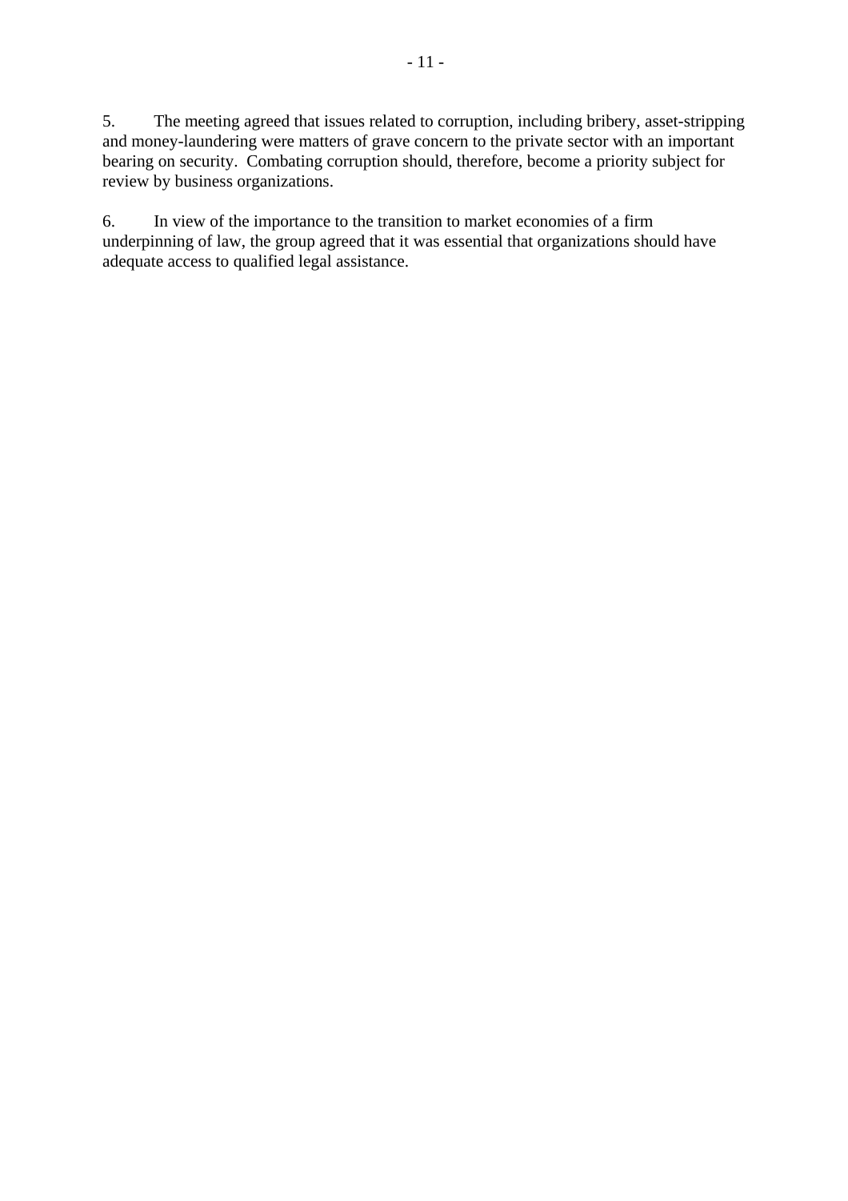5. The meeting agreed that issues related to corruption, including bribery, asset-stripping and money-laundering were matters of grave concern to the private sector with an important bearing on security. Combating corruption should, therefore, become a priority subject for review by business organizations.

6. In view of the importance to the transition to market economies of a firm underpinning of law, the group agreed that it was essential that organizations should have adequate access to qualified legal assistance.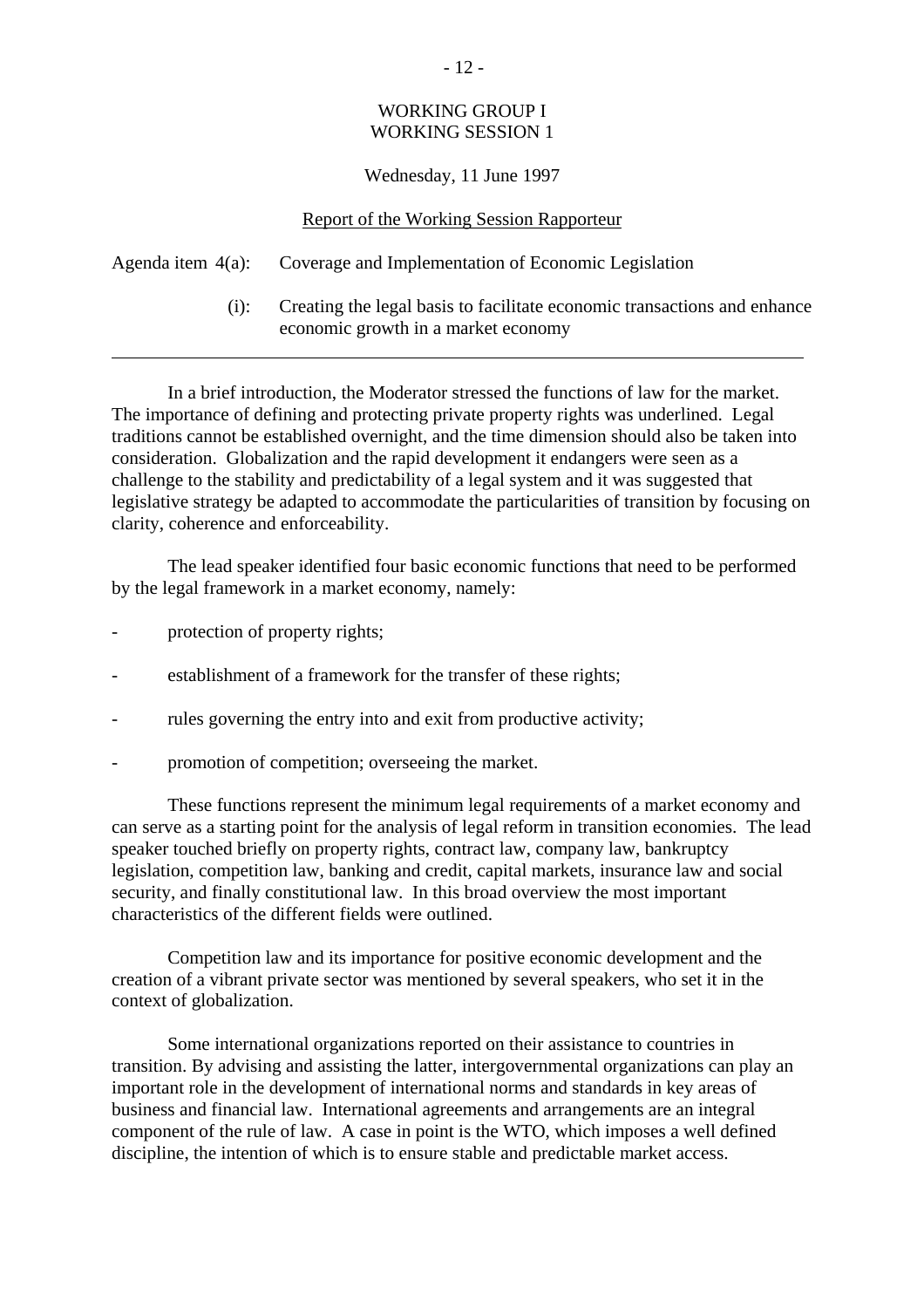WORKING GROUP I
WORKING SESSION 1

Wednesday, 11 June 1997

Report of the Working Session Rapporteur

Agenda item 4(a): Coverage and Implementation of Economic Legislation

(i): Creating the legal basis to facilitate economic transactions and enhance economic growth in a market economy

---

In a brief introduction, the Moderator stressed the functions of law for the market. The importance of defining and protecting private property rights was underlined. Legal traditions cannot be established overnight, and the time dimension should also be taken into consideration. Globalization and the rapid development it endangers were seen as a challenge to the stability and predictability of a legal system and it was suggested that legislative strategy be adapted to accommodate the particularities of transition by focusing on clarity, coherence and enforceability.

The lead speaker identified four basic economic functions that need to be performed by the legal framework in a market economy, namely:

- protection of property rights;
- establishment of a framework for the transfer of these rights;
- rules governing the entry into and exit from productive activity;
- promotion of competition; overseeing the market.

These functions represent the minimum legal requirements of a market economy and can serve as a starting point for the analysis of legal reform in transition economies. The lead speaker touched briefly on property rights, contract law, company law, bankruptcy legislation, competition law, banking and credit, capital markets, insurance law and social security, and finally constitutional law. In this broad overview the most important characteristics of the different fields were outlined.

Competition law and its importance for positive economic development and the creation of a vibrant private sector was mentioned by several speakers, who set it in the context of globalization.

Some international organizations reported on their assistance to countries in transition. By advising and assisting the latter, intergovernmental organizations can play an important role in the development of international norms and standards in key areas of business and financial law. International agreements and arrangements are an integral component of the rule of law. A case in point is the WTO, which imposes a well defined discipline, the intention of which is to ensure stable and predictable market access.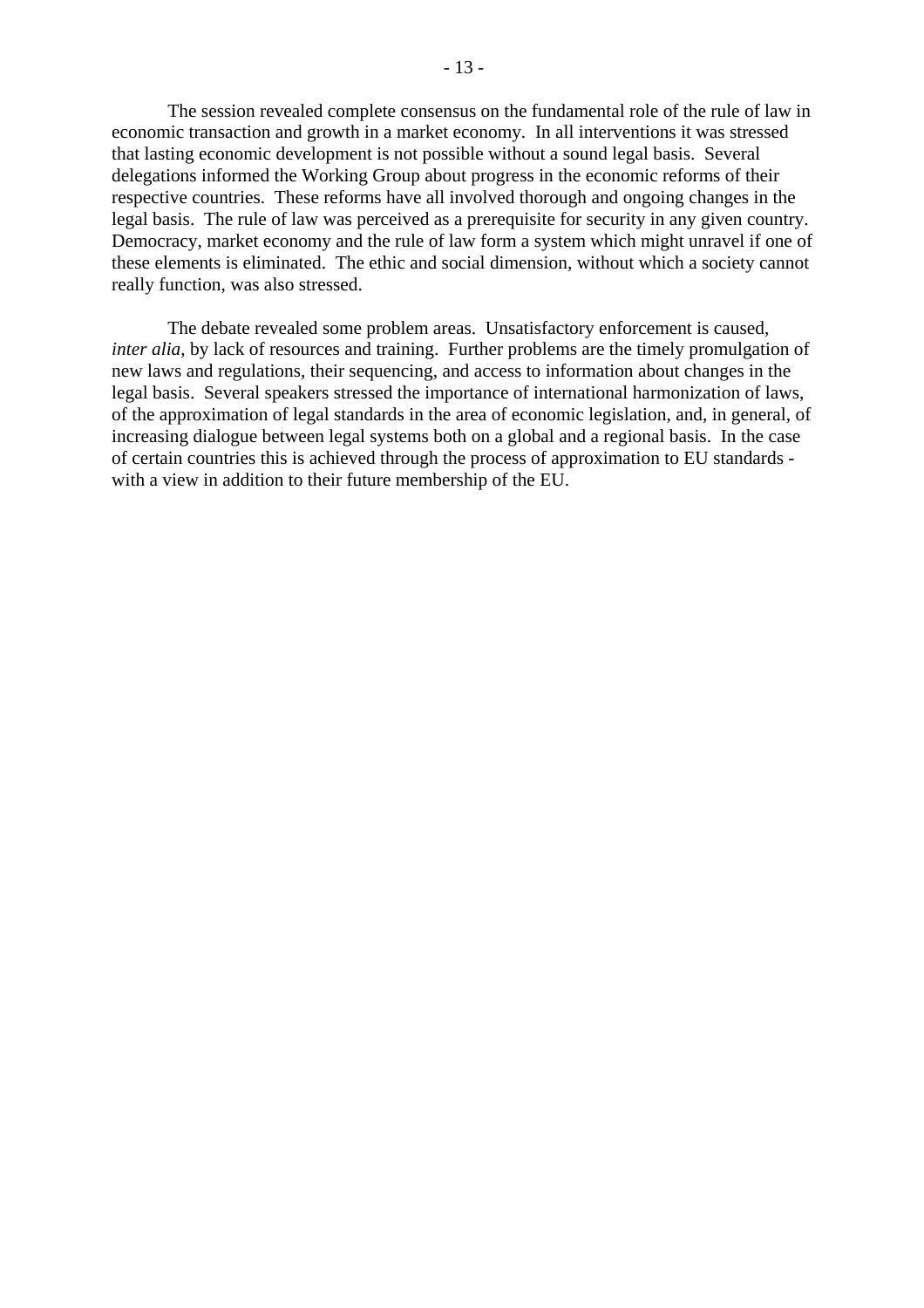The session revealed complete consensus on the fundamental role of the rule of law in economic transaction and growth in a market economy. In all interventions it was stressed that lasting economic development is not possible without a sound legal basis. Several delegations informed the Working Group about progress in the economic reforms of their respective countries. These reforms have all involved thorough and ongoing changes in the legal basis. The rule of law was perceived as a prerequisite for security in any given country. Democracy, market economy and the rule of law form a system which might unravel if one of these elements is eliminated. The ethic and social dimension, without which a society cannot really function, was also stressed.

The debate revealed some problem areas. Unsatisfactory enforcement is caused, *inter alia*, by lack of resources and training. Further problems are the timely promulgation of new laws and regulations, their sequencing, and access to information about changes in the legal basis. Several speakers stressed the importance of international harmonization of laws, of the approximation of legal standards in the area of economic legislation, and, in general, of increasing dialogue between legal systems both on a global and a regional basis. In the case of certain countries this is achieved through the process of approximation to EU standards - with a view in addition to their future membership of the EU.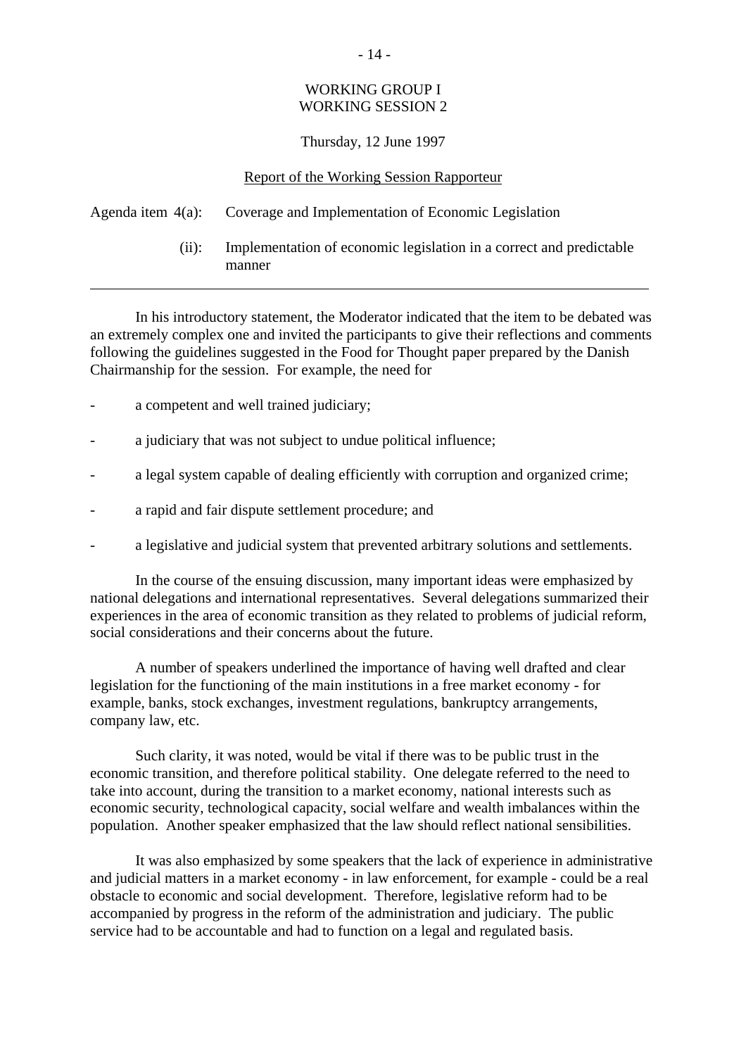WORKING GROUP I
WORKING SESSION 2

Thursday, 12 June 1997

Report of the Working Session Rapporteur

Agenda item 4(a): Coverage and Implementation of Economic Legislation

(ii): Implementation of economic legislation in a correct and predictable manner

---

In his introductory statement, the Moderator indicated that the item to be debated was an extremely complex one and invited the participants to give their reflections and comments following the guidelines suggested in the Food for Thought paper prepared by the Danish Chairmanship for the session. For example, the need for

- a competent and well trained judiciary;
- a judiciary that was not subject to undue political influence;
- a legal system capable of dealing efficiently with corruption and organized crime;
- a rapid and fair dispute settlement procedure; and
- a legislative and judicial system that prevented arbitrary solutions and settlements.

In the course of the ensuing discussion, many important ideas were emphasized by national delegations and international representatives. Several delegations summarized their experiences in the area of economic transition as they related to problems of judicial reform, social considerations and their concerns about the future.

A number of speakers underlined the importance of having well drafted and clear legislation for the functioning of the main institutions in a free market economy - for example, banks, stock exchanges, investment regulations, bankruptcy arrangements, company law, etc.

Such clarity, it was noted, would be vital if there was to be public trust in the economic transition, and therefore political stability. One delegate referred to the need to take into account, during the transition to a market economy, national interests such as economic security, technological capacity, social welfare and wealth imbalances within the population. Another speaker emphasized that the law should reflect national sensibilities.

It was also emphasized by some speakers that the lack of experience in administrative and judicial matters in a market economy - in law enforcement, for example - could be a real obstacle to economic and social development. Therefore, legislative reform had to be accompanied by progress in the reform of the administration and judiciary. The public service had to be accountable and had to function on a legal and regulated basis.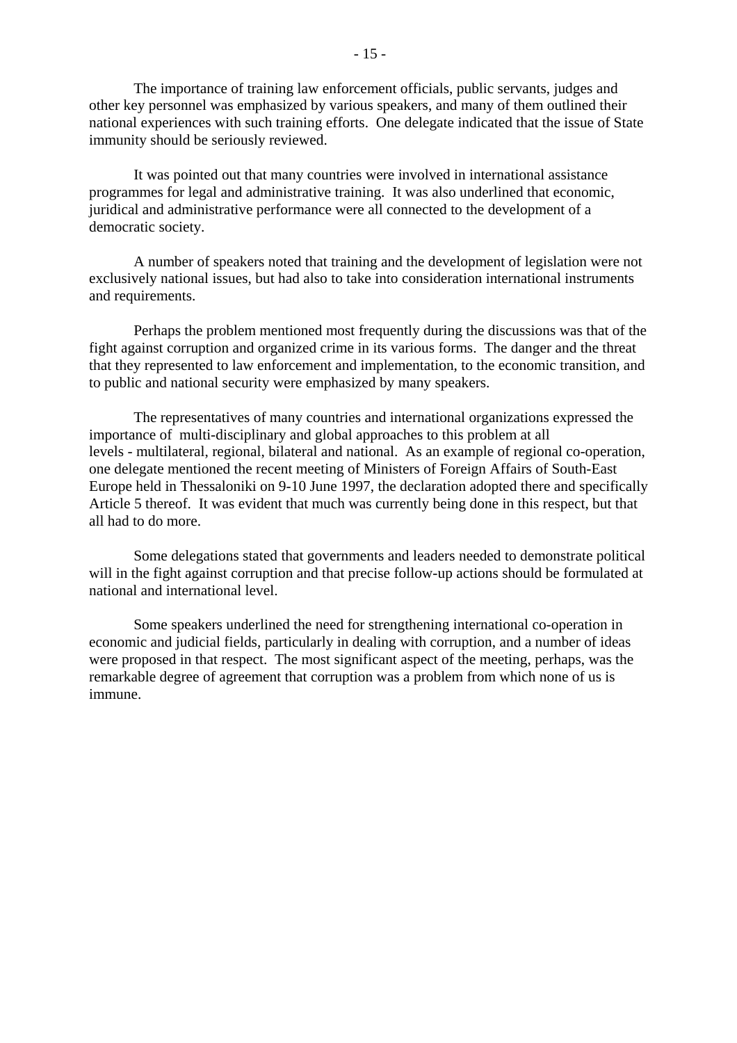The importance of training law enforcement officials, public servants, judges and other key personnel was emphasized by various speakers, and many of them outlined their national experiences with such training efforts. One delegate indicated that the issue of State immunity should be seriously reviewed.

It was pointed out that many countries were involved in international assistance programmes for legal and administrative training. It was also underlined that economic, juridical and administrative performance were all connected to the development of a democratic society.

A number of speakers noted that training and the development of legislation were not exclusively national issues, but had also to take into consideration international instruments and requirements.

Perhaps the problem mentioned most frequently during the discussions was that of the fight against corruption and organized crime in its various forms. The danger and the threat that they represented to law enforcement and implementation, to the economic transition, and to public and national security were emphasized by many speakers.

The representatives of many countries and international organizations expressed the importance of multi-disciplinary and global approaches to this problem at all levels - multilateral, regional, bilateral and national. As an example of regional co-operation, one delegate mentioned the recent meeting of Ministers of Foreign Affairs of South-East Europe held in Thessaloniki on 9-10 June 1997, the declaration adopted there and specifically Article 5 thereof. It was evident that much was currently being done in this respect, but that all had to do more.

Some delegations stated that governments and leaders needed to demonstrate political will in the fight against corruption and that precise follow-up actions should be formulated at national and international level.

Some speakers underlined the need for strengthening international co-operation in economic and judicial fields, particularly in dealing with corruption, and a number of ideas were proposed in that respect. The most significant aspect of the meeting, perhaps, was the remarkable degree of agreement that corruption was a problem from which none of us is immune.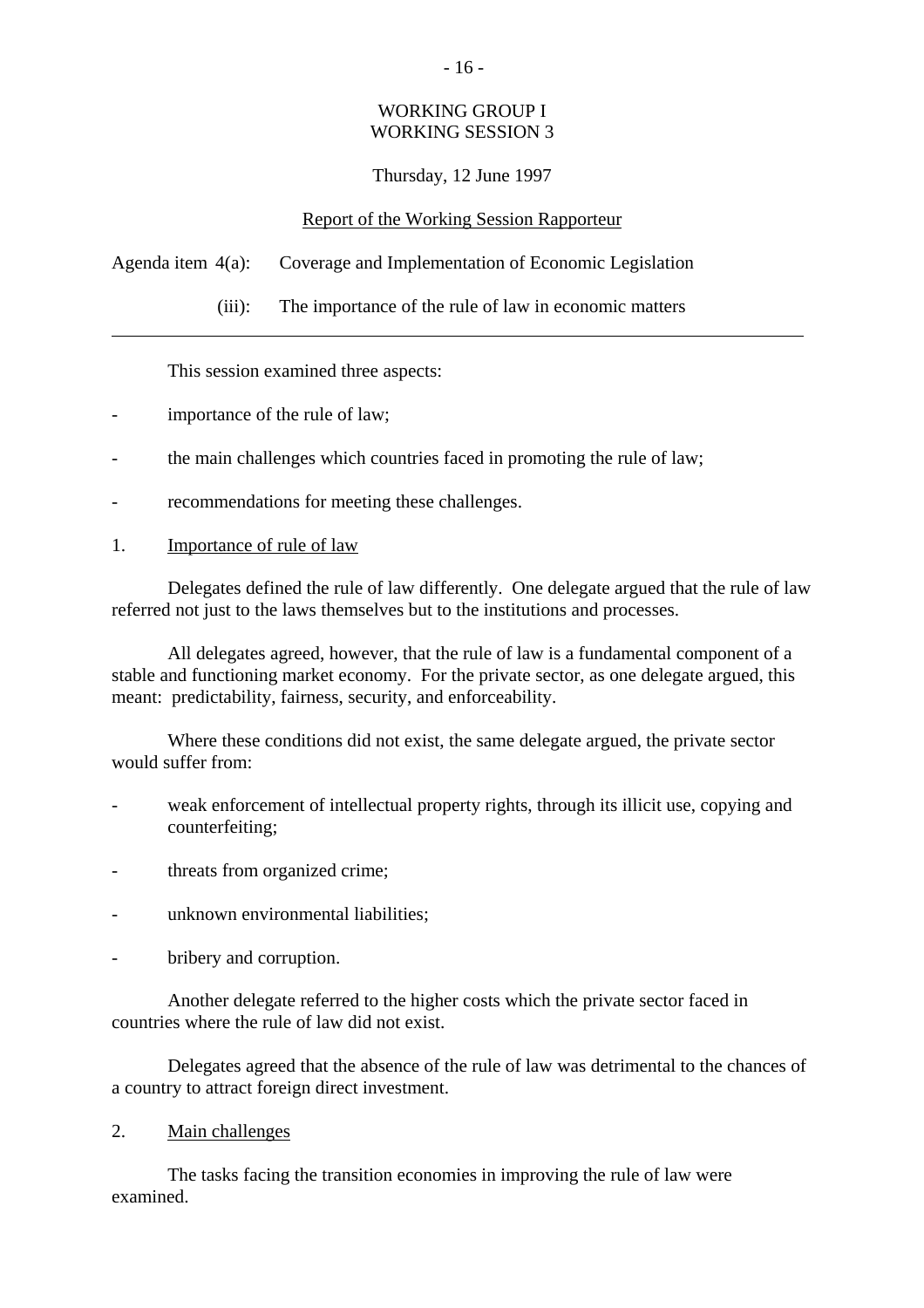WORKING GROUP I
WORKING SESSION 3

Thursday, 12 June 1997

Report of the Working Session Rapporteur

Agenda item 4(a): Coverage and Implementation of Economic Legislation

(iii): The importance of the rule of law in economic matters

---

This session examined three aspects:

- importance of the rule of law;
- the main challenges which countries faced in promoting the rule of law;
- recommendations for meeting these challenges.

1. Importance of rule of law

Delegates defined the rule of law differently. One delegate argued that the rule of law referred not just to the laws themselves but to the institutions and processes.

All delegates agreed, however, that the rule of law is a fundamental component of a stable and functioning market economy. For the private sector, as one delegate argued, this meant: predictability, fairness, security, and enforceability.

Where these conditions did not exist, the same delegate argued, the private sector would suffer from:

- weak enforcement of intellectual property rights, through its illicit use, copying and counterfeiting;
- threats from organized crime;
- unknown environmental liabilities;
- bribery and corruption.

Another delegate referred to the higher costs which the private sector faced in countries where the rule of law did not exist.

Delegates agreed that the absence of the rule of law was detrimental to the chances of a country to attract foreign direct investment.

2. Main challenges

The tasks facing the transition economies in improving the rule of law were examined.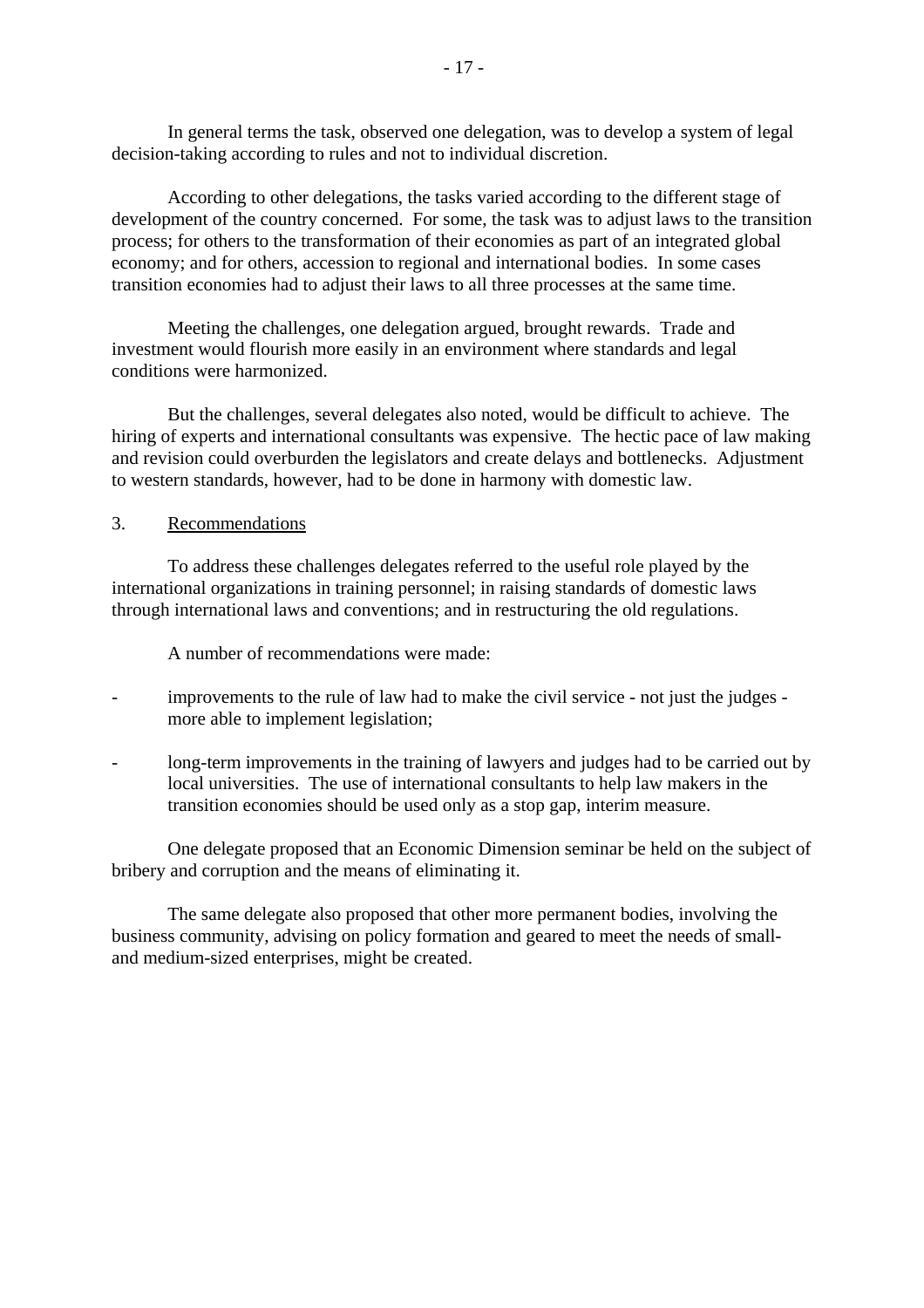In general terms the task, observed one delegation, was to develop a system of legal decision-taking according to rules and not to individual discretion.

According to other delegations, the tasks varied according to the different stage of development of the country concerned. For some, the task was to adjust laws to the transition process; for others to the transformation of their economies as part of an integrated global economy; and for others, accession to regional and international bodies. In some cases transition economies had to adjust their laws to all three processes at the same time.

Meeting the challenges, one delegation argued, brought rewards. Trade and investment would flourish more easily in an environment where standards and legal conditions were harmonized.

But the challenges, several delegates also noted, would be difficult to achieve. The hiring of experts and international consultants was expensive. The hectic pace of law making and revision could overburden the legislators and create delays and bottlenecks. Adjustment to western standards, however, had to be done in harmony with domestic law.

3. <u>Recommendations</u>

To address these challenges delegates referred to the useful role played by the international organizations in training personnel; in raising standards of domestic laws through international laws and conventions; and in restructuring the old regulations.

A number of recommendations were made:

- improvements to the rule of law had to make the civil service - not just the judges - more able to implement legislation;

- long-term improvements in the training of lawyers and judges had to be carried out by local universities. The use of international consultants to help law makers in the transition economies should be used only as a stop gap, interim measure.

One delegate proposed that an Economic Dimension seminar be held on the subject of bribery and corruption and the means of eliminating it.

The same delegate also proposed that other more permanent bodies, involving the business community, advising on policy formation and geared to meet the needs of small- and medium-sized enterprises, might be created.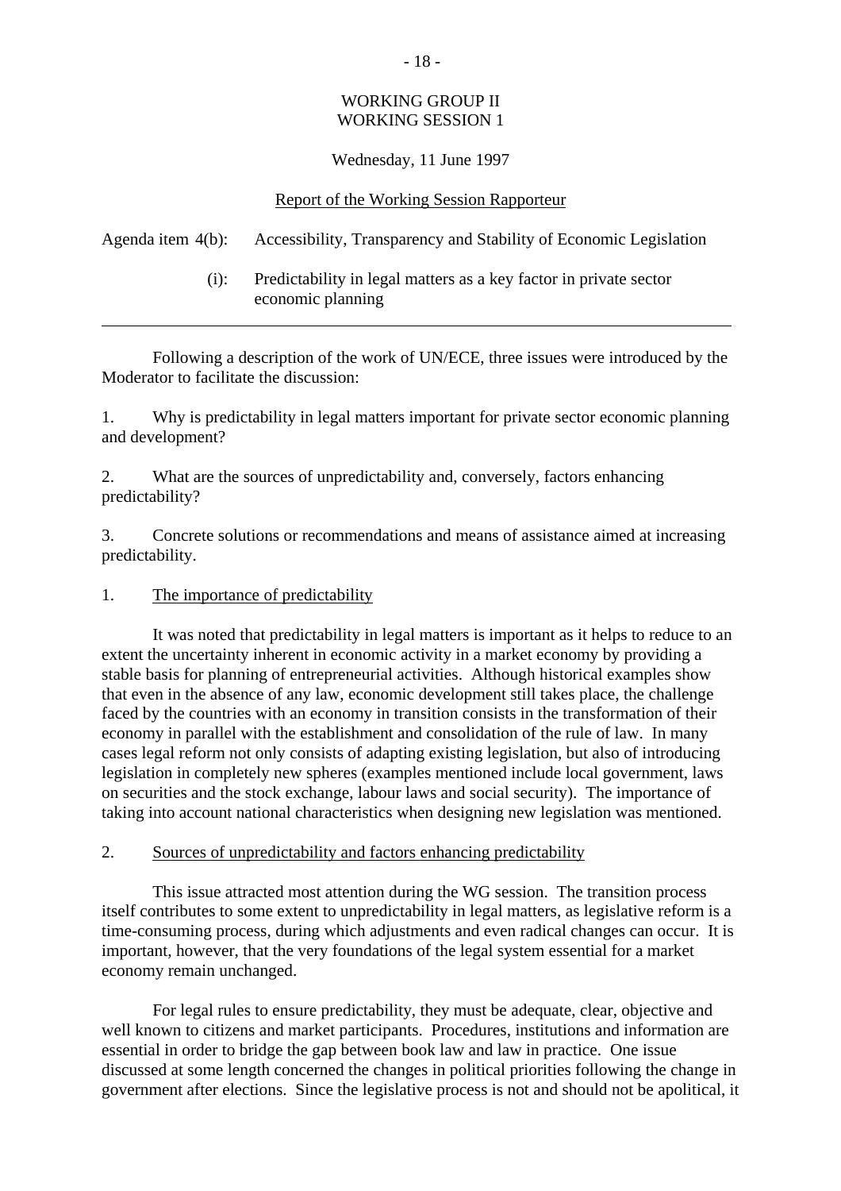WORKING GROUP II
WORKING SESSION 1

Wednesday, 11 June 1997

Report of the Working Session Rapporteur

Agenda item 4(b): Accessibility, Transparency and Stability of Economic Legislation

(i): Predictability in legal matters as a key factor in private sector economic planning

---

Following a description of the work of UN/ECE, three issues were introduced by the Moderator to facilitate the discussion:

1. Why is predictability in legal matters important for private sector economic planning and development?

2. What are the sources of unpredictability and, conversely, factors enhancing predictability?

3. Concrete solutions or recommendations and means of assistance aimed at increasing predictability.

1. The importance of predictability

It was noted that predictability in legal matters is important as it helps to reduce to an extent the uncertainty inherent in economic activity in a market economy by providing a stable basis for planning of entrepreneurial activities. Although historical examples show that even in the absence of any law, economic development still takes place, the challenge faced by the countries with an economy in transition consists in the transformation of their economy in parallel with the establishment and consolidation of the rule of law. In many cases legal reform not only consists of adapting existing legislation, but also of introducing legislation in completely new spheres (examples mentioned include local government, laws on securities and the stock exchange, labour laws and social security). The importance of taking into account national characteristics when designing new legislation was mentioned.

2. Sources of unpredictability and factors enhancing predictability

This issue attracted most attention during the WG session. The transition process itself contributes to some extent to unpredictability in legal matters, as legislative reform is a time-consuming process, during which adjustments and even radical changes can occur. It is important, however, that the very foundations of the legal system essential for a market economy remain unchanged.

For legal rules to ensure predictability, they must be adequate, clear, objective and well known to citizens and market participants. Procedures, institutions and information are essential in order to bridge the gap between book law and law in practice. One issue discussed at some length concerned the changes in political priorities following the change in government after elections. Since the legislative process is not and should not be apolitical, it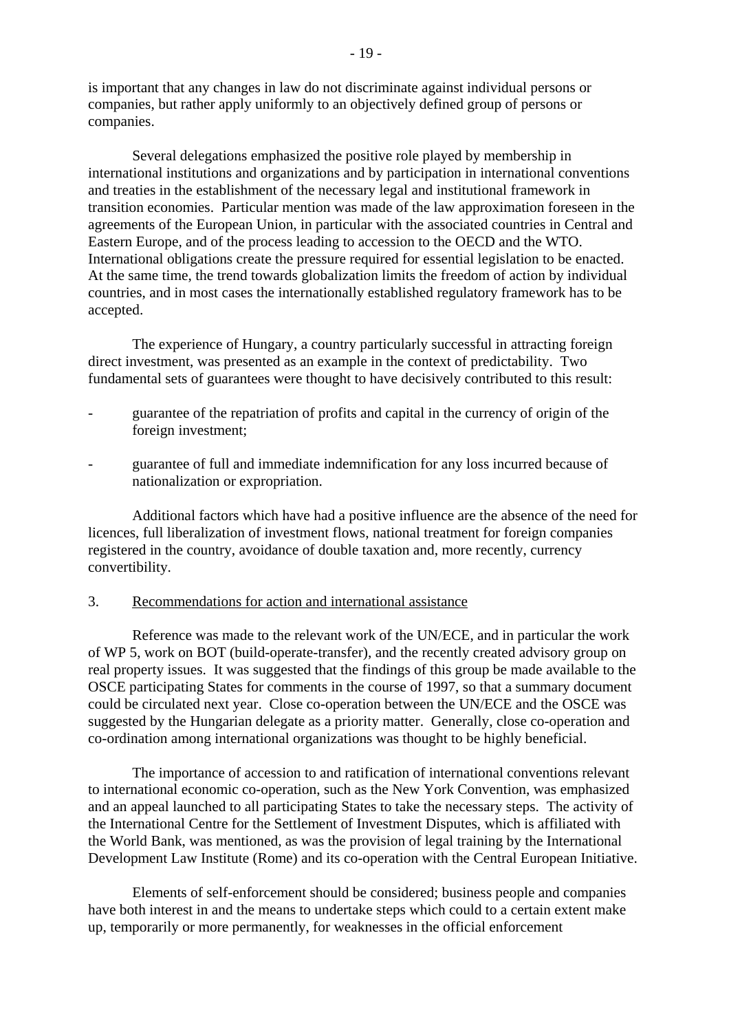is important that any changes in law do not discriminate against individual persons or companies, but rather apply uniformly to an objectively defined group of persons or companies.

Several delegations emphasized the positive role played by membership in international institutions and organizations and by participation in international conventions and treaties in the establishment of the necessary legal and institutional framework in transition economies. Particular mention was made of the law approximation foreseen in the agreements of the European Union, in particular with the associated countries in Central and Eastern Europe, and of the process leading to accession to the OECD and the WTO. International obligations create the pressure required for essential legislation to be enacted. At the same time, the trend towards globalization limits the freedom of action by individual countries, and in most cases the internationally established regulatory framework has to be accepted.

The experience of Hungary, a country particularly successful in attracting foreign direct investment, was presented as an example in the context of predictability. Two fundamental sets of guarantees were thought to have decisively contributed to this result:

- guarantee of the repatriation of profits and capital in the currency of origin of the foreign investment;

- guarantee of full and immediate indemnification for any loss incurred because of nationalization or expropriation.

Additional factors which have had a positive influence are the absence of the need for licences, full liberalization of investment flows, national treatment for foreign companies registered in the country, avoidance of double taxation and, more recently, currency convertibility.

3. Recommendations for action and international assistance

Reference was made to the relevant work of the UN/ECE, and in particular the work of WP 5, work on BOT (build-operate-transfer), and the recently created advisory group on real property issues. It was suggested that the findings of this group be made available to the OSCE participating States for comments in the course of 1997, so that a summary document could be circulated next year. Close co-operation between the UN/ECE and the OSCE was suggested by the Hungarian delegate as a priority matter. Generally, close co-operation and co-ordination among international organizations was thought to be highly beneficial.

The importance of accession to and ratification of international conventions relevant to international economic co-operation, such as the New York Convention, was emphasized and an appeal launched to all participating States to take the necessary steps. The activity of the International Centre for the Settlement of Investment Disputes, which is affiliated with the World Bank, was mentioned, as was the provision of legal training by the International Development Law Institute (Rome) and its co-operation with the Central European Initiative.

Elements of self-enforcement should be considered; business people and companies have both interest in and the means to undertake steps which could to a certain extent make up, temporarily or more permanently, for weaknesses in the official enforcement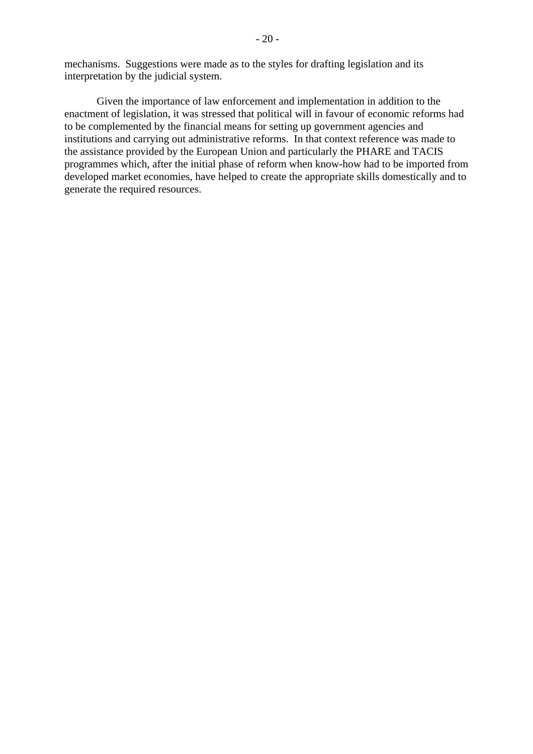mechanisms. Suggestions were made as to the styles for drafting legislation and its interpretation by the judicial system.

Given the importance of law enforcement and implementation in addition to the enactment of legislation, it was stressed that political will in favour of economic reforms had to be complemented by the financial means for setting up government agencies and institutions and carrying out administrative reforms. In that context reference was made to the assistance provided by the European Union and particularly the PHARE and TACIS programmes which, after the initial phase of reform when know-how had to be imported from developed market economies, have helped to create the appropriate skills domestically and to generate the required resources.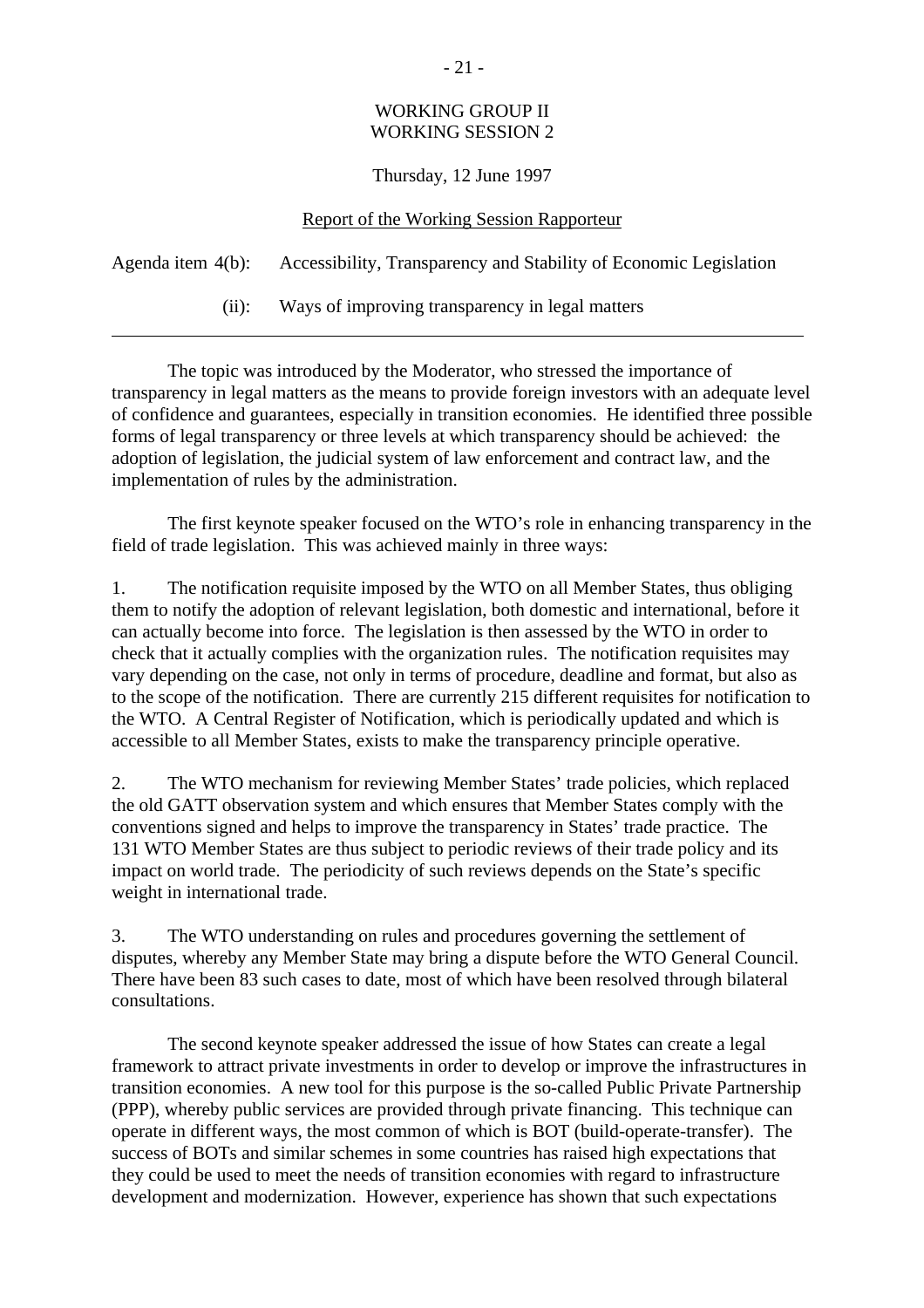WORKING GROUP II
WORKING SESSION 2

Thursday, 12 June 1997

Report of the Working Session Rapporteur

Agenda item 4(b): Accessibility, Transparency and Stability of Economic Legislation

(ii): Ways of improving transparency in legal matters

---

The topic was introduced by the Moderator, who stressed the importance of transparency in legal matters as the means to provide foreign investors with an adequate level of confidence and guarantees, especially in transition economies. He identified three possible forms of legal transparency or three levels at which transparency should be achieved: the adoption of legislation, the judicial system of law enforcement and contract law, and the implementation of rules by the administration.

The first keynote speaker focused on the WTO's role in enhancing transparency in the field of trade legislation. This was achieved mainly in three ways:

1. The notification requisite imposed by the WTO on all Member States, thus obliging them to notify the adoption of relevant legislation, both domestic and international, before it can actually become into force. The legislation is then assessed by the WTO in order to check that it actually complies with the organization rules. The notification requisites may vary depending on the case, not only in terms of procedure, deadline and format, but also as to the scope of the notification. There are currently 215 different requisites for notification to the WTO. A Central Register of Notification, which is periodically updated and which is accessible to all Member States, exists to make the transparency principle operative.

2. The WTO mechanism for reviewing Member States' trade policies, which replaced the old GATT observation system and which ensures that Member States comply with the conventions signed and helps to improve the transparency in States' trade practice. The 131 WTO Member States are thus subject to periodic reviews of their trade policy and its impact on world trade. The periodicity of such reviews depends on the State's specific weight in international trade.

3. The WTO understanding on rules and procedures governing the settlement of disputes, whereby any Member State may bring a dispute before the WTO General Council. There have been 83 such cases to date, most of which have been resolved through bilateral consultations.

The second keynote speaker addressed the issue of how States can create a legal framework to attract private investments in order to develop or improve the infrastructures in transition economies. A new tool for this purpose is the so-called Public Private Partnership (PPP), whereby public services are provided through private financing. This technique can operate in different ways, the most common of which is BOT (build-operate-transfer). The success of BOTs and similar schemes in some countries has raised high expectations that they could be used to meet the needs of transition economies with regard to infrastructure development and modernization. However, experience has shown that such expectations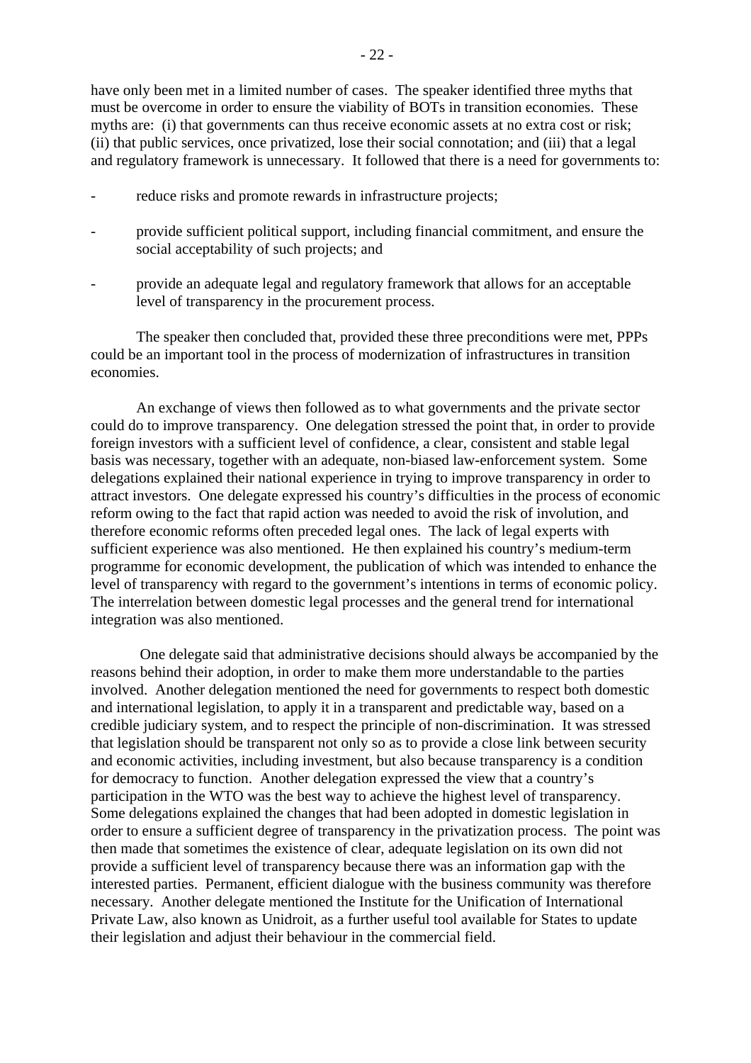have only been met in a limited number of cases. The speaker identified three myths that must be overcome in order to ensure the viability of BOTs in transition economies. These myths are: (i) that governments can thus receive economic assets at no extra cost or risk; (ii) that public services, once privatized, lose their social connotation; and (iii) that a legal and regulatory framework is unnecessary. It followed that there is a need for governments to:

- reduce risks and promote rewards in infrastructure projects;
- provide sufficient political support, including financial commitment, and ensure the social acceptability of such projects; and
- provide an adequate legal and regulatory framework that allows for an acceptable level of transparency in the procurement process.

The speaker then concluded that, provided these three preconditions were met, PPPs could be an important tool in the process of modernization of infrastructures in transition economies.

An exchange of views then followed as to what governments and the private sector could do to improve transparency. One delegation stressed the point that, in order to provide foreign investors with a sufficient level of confidence, a clear, consistent and stable legal basis was necessary, together with an adequate, non-biased law-enforcement system. Some delegations explained their national experience in trying to improve transparency in order to attract investors. One delegate expressed his country's difficulties in the process of economic reform owing to the fact that rapid action was needed to avoid the risk of involution, and therefore economic reforms often preceded legal ones. The lack of legal experts with sufficient experience was also mentioned. He then explained his country's medium-term programme for economic development, the publication of which was intended to enhance the level of transparency with regard to the government's intentions in terms of economic policy. The interrelation between domestic legal processes and the general trend for international integration was also mentioned.

One delegate said that administrative decisions should always be accompanied by the reasons behind their adoption, in order to make them more understandable to the parties involved. Another delegation mentioned the need for governments to respect both domestic and international legislation, to apply it in a transparent and predictable way, based on a credible judiciary system, and to respect the principle of non-discrimination. It was stressed that legislation should be transparent not only so as to provide a close link between security and economic activities, including investment, but also because transparency is a condition for democracy to function. Another delegation expressed the view that a country's participation in the WTO was the best way to achieve the highest level of transparency. Some delegations explained the changes that had been adopted in domestic legislation in order to ensure a sufficient degree of transparency in the privatization process. The point was then made that sometimes the existence of clear, adequate legislation on its own did not provide a sufficient level of transparency because there was an information gap with the interested parties. Permanent, efficient dialogue with the business community was therefore necessary. Another delegate mentioned the Institute for the Unification of International Private Law, also known as Unidroit, as a further useful tool available for States to update their legislation and adjust their behaviour in the commercial field.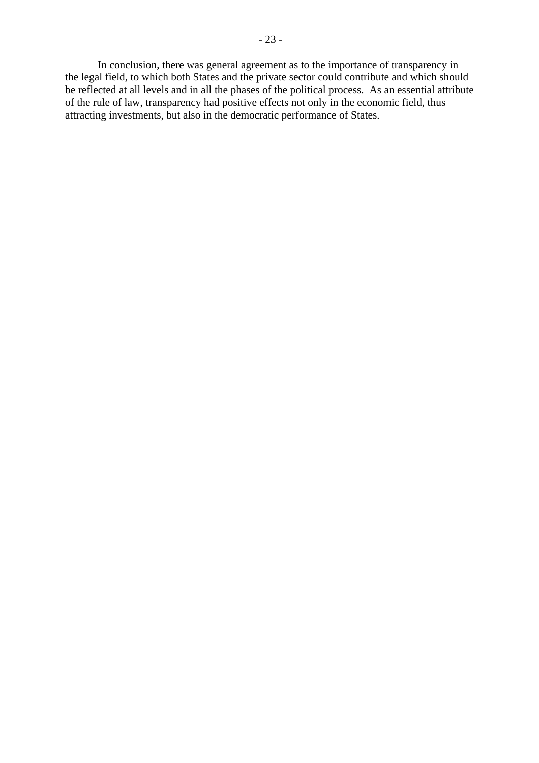In conclusion, there was general agreement as to the importance of transparency in the legal field, to which both States and the private sector could contribute and which should be reflected at all levels and in all the phases of the political process. As an essential attribute of the rule of law, transparency had positive effects not only in the economic field, thus attracting investments, but also in the democratic performance of States.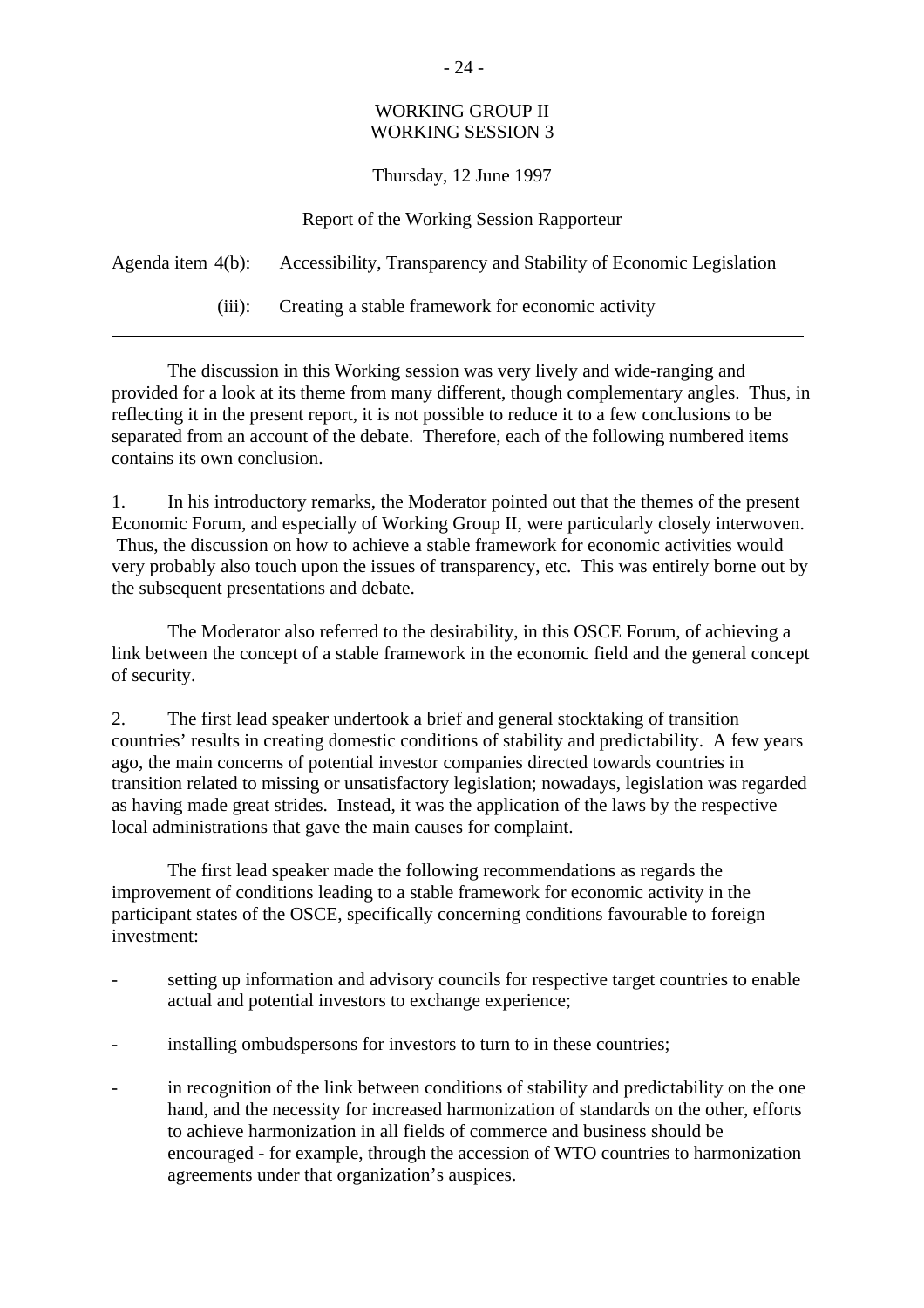WORKING GROUP II
WORKING SESSION 3

Thursday, 12 June 1997

Report of the Working Session Rapporteur

Agenda item 4(b): Accessibility, Transparency and Stability of Economic Legislation

(iii): Creating a stable framework for economic activity

---

The discussion in this Working session was very lively and wide-ranging and provided for a look at its theme from many different, though complementary angles. Thus, in reflecting it in the present report, it is not possible to reduce it to a few conclusions to be separated from an account of the debate. Therefore, each of the following numbered items contains its own conclusion.

1. In his introductory remarks, the Moderator pointed out that the themes of the present Economic Forum, and especially of Working Group II, were particularly closely interwoven. Thus, the discussion on how to achieve a stable framework for economic activities would very probably also touch upon the issues of transparency, etc. This was entirely borne out by the subsequent presentations and debate.

The Moderator also referred to the desirability, in this OSCE Forum, of achieving a link between the concept of a stable framework in the economic field and the general concept of security.

2. The first lead speaker undertook a brief and general stocktaking of transition countries' results in creating domestic conditions of stability and predictability. A few years ago, the main concerns of potential investor companies directed towards countries in transition related to missing or unsatisfactory legislation; nowadays, legislation was regarded as having made great strides. Instead, it was the application of the laws by the respective local administrations that gave the main causes for complaint.

The first lead speaker made the following recommendations as regards the improvement of conditions leading to a stable framework for economic activity in the participant states of the OSCE, specifically concerning conditions favourable to foreign investment:

- setting up information and advisory councils for respective target countries to enable actual and potential investors to exchange experience;

- installing ombudspersons for investors to turn to in these countries;

- in recognition of the link between conditions of stability and predictability on the one hand, and the necessity for increased harmonization of standards on the other, efforts to achieve harmonization in all fields of commerce and business should be encouraged - for example, through the accession of WTO countries to harmonization agreements under that organization's auspices.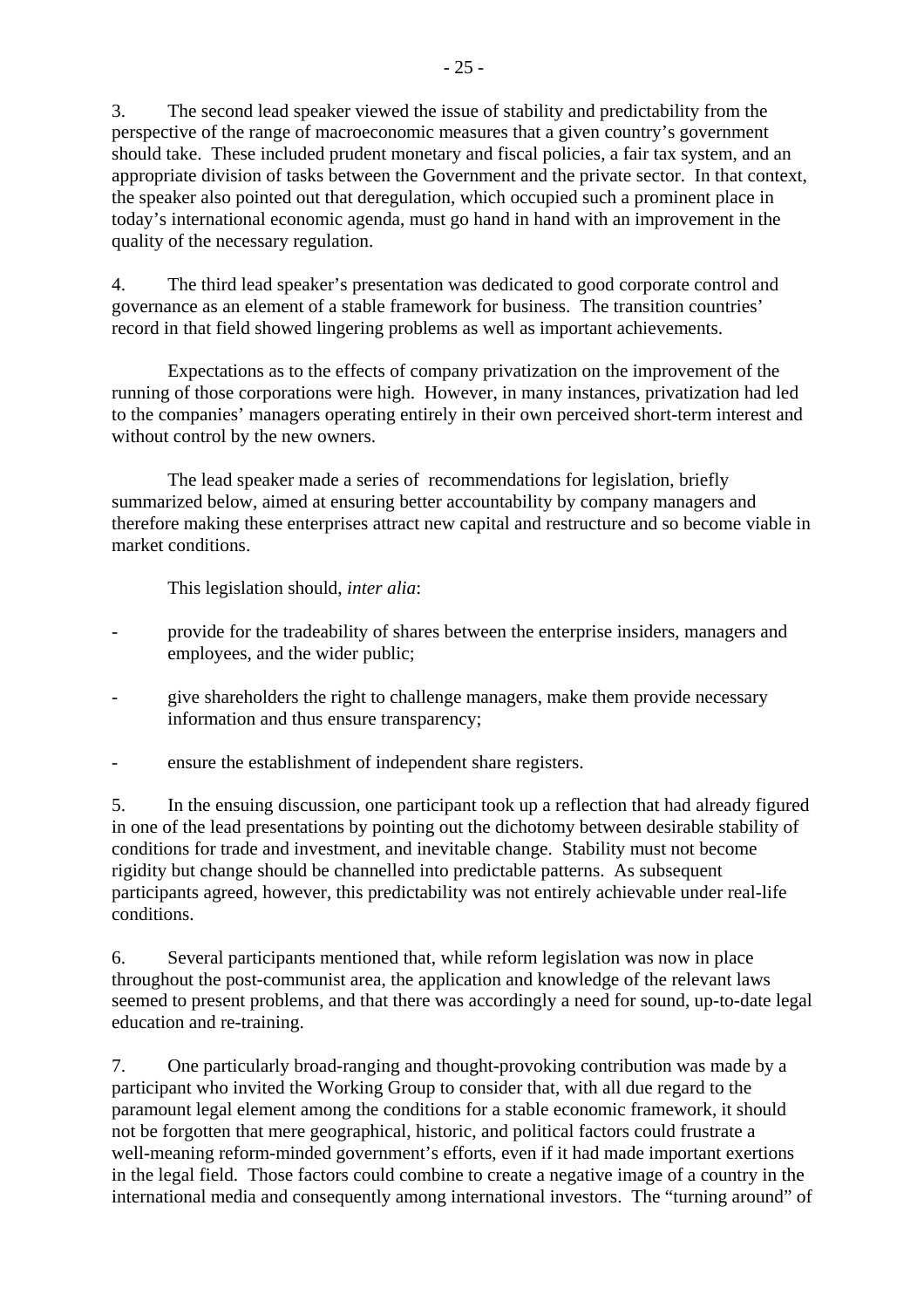3. The second lead speaker viewed the issue of stability and predictability from the perspective of the range of macroeconomic measures that a given country's government should take. These included prudent monetary and fiscal policies, a fair tax system, and an appropriate division of tasks between the Government and the private sector. In that context, the speaker also pointed out that deregulation, which occupied such a prominent place in today's international economic agenda, must go hand in hand with an improvement in the quality of the necessary regulation.

4. The third lead speaker's presentation was dedicated to good corporate control and governance as an element of a stable framework for business. The transition countries' record in that field showed lingering problems as well as important achievements.

Expectations as to the effects of company privatization on the improvement of the running of those corporations were high. However, in many instances, privatization had led to the companies' managers operating entirely in their own perceived short-term interest and without control by the new owners.

The lead speaker made a series of recommendations for legislation, briefly summarized below, aimed at ensuring better accountability by company managers and therefore making these enterprises attract new capital and restructure and so become viable in market conditions.

This legislation should, *inter alia*:

- provide for the tradeability of shares between the enterprise insiders, managers and employees, and the wider public;
- give shareholders the right to challenge managers, make them provide necessary information and thus ensure transparency;
- ensure the establishment of independent share registers.

5. In the ensuing discussion, one participant took up a reflection that had already figured in one of the lead presentations by pointing out the dichotomy between desirable stability of conditions for trade and investment, and inevitable change. Stability must not become rigidity but change should be channelled into predictable patterns. As subsequent participants agreed, however, this predictability was not entirely achievable under real-life conditions.

6. Several participants mentioned that, while reform legislation was now in place throughout the post-communist area, the application and knowledge of the relevant laws seemed to present problems, and that there was accordingly a need for sound, up-to-date legal education and re-training.

7. One particularly broad-ranging and thought-provoking contribution was made by a participant who invited the Working Group to consider that, with all due regard to the paramount legal element among the conditions for a stable economic framework, it should not be forgotten that mere geographical, historic, and political factors could frustrate a well-meaning reform-minded government's efforts, even if it had made important exertions in the legal field. Those factors could combine to create a negative image of a country in the international media and consequently among international investors. The "turning around" of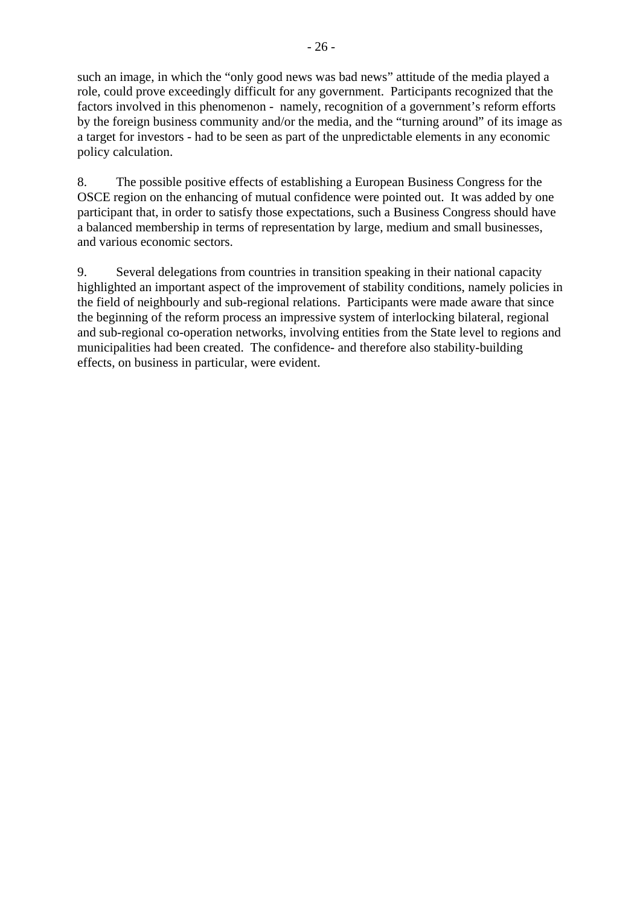such an image, in which the “only good news was bad news” attitude of the media played a role, could prove exceedingly difficult for any government. Participants recognized that the factors involved in this phenomenon - namely, recognition of a government’s reform efforts by the foreign business community and/or the media, and the “turning around” of its image as a target for investors - had to be seen as part of the unpredictable elements in any economic policy calculation.

8. The possible positive effects of establishing a European Business Congress for the OSCE region on the enhancing of mutual confidence were pointed out. It was added by one participant that, in order to satisfy those expectations, such a Business Congress should have a balanced membership in terms of representation by large, medium and small businesses, and various economic sectors.

9. Several delegations from countries in transition speaking in their national capacity highlighted an important aspect of the improvement of stability conditions, namely policies in the field of neighbourly and sub-regional relations. Participants were made aware that since the beginning of the reform process an impressive system of interlocking bilateral, regional and sub-regional co-operation networks, involving entities from the State level to regions and municipalities had been created. The confidence- and therefore also stability-building effects, on business in particular, were evident.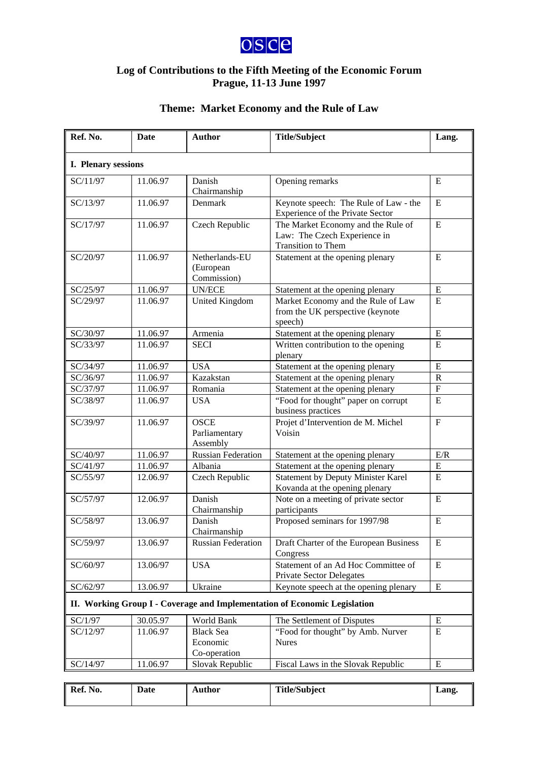osce

# Log of Contributions to the Fifth Meeting of the Economic Forum
## Prague, 11-13 June 1997

## Theme: Market Economy and the Rule of Law

| Ref. No. | Date | Author | Title/Subject | Lang. |
|---|---|---|---|---|
| **I. Plenary sessions** | | | | |
| SC/11/97 | 11.06.97 | Danish Chairmanship | Opening remarks | E |
| SC/13/97 | 11.06.97 | Denmark | Keynote speech: The Rule of Law - the Experience of the Private Sector | E |
| SC/17/97 | 11.06.97 | Czech Republic | The Market Economy and the Rule of Law: The Czech Experience in Transition to Them | E |
| SC/20/97 | 11.06.97 | Netherlands-EU (European Commission) | Statement at the opening plenary | E |
| SC/25/97 | 11.06.97 | UN/ECE | Statement at the opening plenary | E |
| SC/29/97 | 11.06.97 | United Kingdom | Market Economy and the Rule of Law from the UK perspective (keynote speech) | E |
| SC/30/97 | 11.06.97 | Armenia | Statement at the opening plenary | E |
| SC/33/97 | 11.06.97 | SECI | Written contribution to the opening plenary | E |
| SC/34/97 | 11.06.97 | USA | Statement at the opening plenary | E |
| SC/36/97 | 11.06.97 | Kazakstan | Statement at the opening plenary | R |
| SC/37/97 | 11.06.97 | Romania | Statement at the opening plenary | F |
| SC/38/97 | 11.06.97 | USA | "Food for thought" paper on corrupt business practices | E |
| SC/39/97 | 11.06.97 | OSCE Parliamentary Assembly | Projet d'Intervention de M. Michel Voisin | F |
| SC/40/97 | 11.06.97 | Russian Federation | Statement at the opening plenary | E/R |
| SC/41/97 | 11.06.97 | Albania | Statement at the opening plenary | E |
| SC/55/97 | 12.06.97 | Czech Republic | Statement by Deputy Minister Karel Kovanda at the opening plenary | E |
| SC/57/97 | 12.06.97 | Danish Chairmanship | Note on a meeting of private sector participants | E |
| SC/58/97 | 13.06.97 | Danish Chairmanship | Proposed seminars for 1997/98 | E |
| SC/59/97 | 13.06.97 | Russian Federation | Draft Charter of the European Business Congress | E |
| SC/60/97 | 13.06/97 | USA | Statement of an Ad Hoc Committee of Private Sector Delegates | E |
| SC/62/97 | 13.06.97 | Ukraine | Keynote speech at the opening plenary | E |
| **II. Working Group I - Coverage and Implementation of Economic Legislation** | | | | |
| SC/1/97 | 30.05.97 | World Bank | The Settlement of Disputes | E |
| SC/12/97 | 11.06.97 | Black Sea Economic Co-operation | "Food for thought" by Amb. Nurver Nures | E |
| SC/14/97 | 11.06.97 | Slovak Republic | Fiscal Laws in the Slovak Republic | E |

| Ref. No. | Date | Author | Title/Subject | Lang. |
|---|---|---|---|---|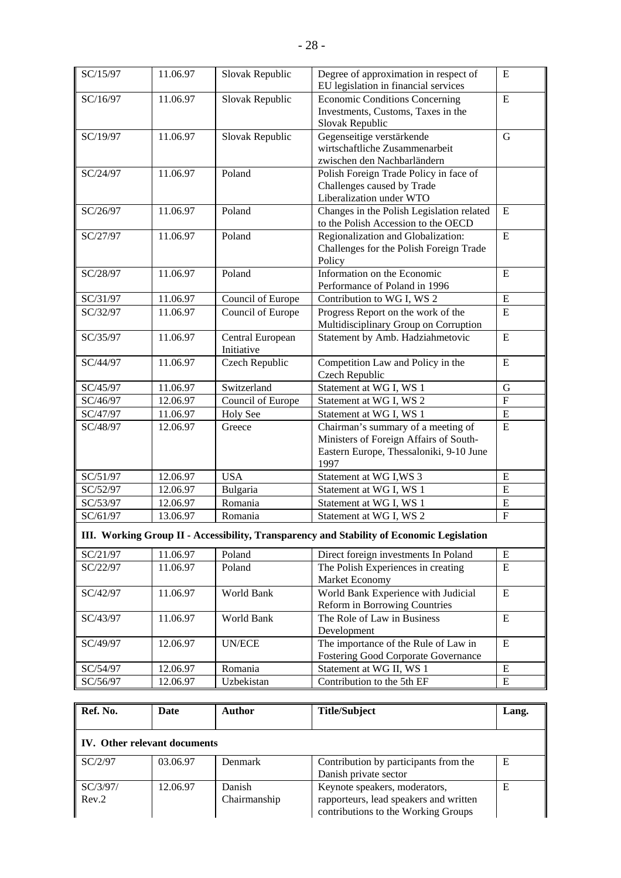| | | | | |
|---|---|---|---|---|
| SC/15/97 | 11.06.97 | Slovak Republic | Degree of approximation in respect of EU legislation in financial services | E |
| SC/16/97 | 11.06.97 | Slovak Republic | Economic Conditions Concerning Investments, Customs, Taxes in the Slovak Republic | E |
| SC/19/97 | 11.06.97 | Slovak Republic | Gegenseitige verstärkende wirtschaftliche Zusammenarbeit zwischen den Nachbarländern | G |
| SC/24/97 | 11.06.97 | Poland | Polish Foreign Trade Policy in face of Challenges caused by Trade Liberalization under WTO | |
| SC/26/97 | 11.06.97 | Poland | Changes in the Polish Legislation related to the Polish Accession to the OECD | E |
| SC/27/97 | 11.06.97 | Poland | Regionalization and Globalization: Challenges for the Polish Foreign Trade Policy | E |
| SC/28/97 | 11.06.97 | Poland | Information on the Economic Performance of Poland in 1996 | E |
| SC/31/97 | 11.06.97 | Council of Europe | Contribution to WG I, WS 2 | E |
| SC/32/97 | 11.06.97 | Council of Europe | Progress Report on the work of the Multidisciplinary Group on Corruption | E |
| SC/35/97 | 11.06.97 | Central European Initiative | Statement by Amb. Hadziahmetovic | E |
| SC/44/97 | 11.06.97 | Czech Republic | Competition Law and Policy in the Czech Republic | E |
| SC/45/97 | 11.06.97 | Switzerland | Statement at WG I, WS 1 | G |
| SC/46/97 | 12.06.97 | Council of Europe | Statement at WG I, WS 2 | F |
| SC/47/97 | 11.06.97 | Holy See | Statement at WG I, WS 1 | E |
| SC/48/97 | 12.06.97 | Greece | Chairman's summary of a meeting of Ministers of Foreign Affairs of South-Eastern Europe, Thessaloniki, 9-10 June 1997 | E |
| SC/51/97 | 12.06.97 | USA | Statement at WG I,WS 3 | E |
| SC/52/97 | 12.06.97 | Bulgaria | Statement at WG I, WS 1 | E |
| SC/53/97 | 12.06.97 | Romania | Statement at WG I, WS 1 | E |
| SC/61/97 | 13.06.97 | Romania | Statement at WG I, WS 2 | F |
| **III. Working Group II - Accessibility, Transparency and Stability of Economic Legislation** | | | | |
| SC/21/97 | 11.06.97 | Poland | Direct foreign investments In Poland | E |
| SC/22/97 | 11.06.97 | Poland | The Polish Experiences in creating Market Economy | E |
| SC/42/97 | 11.06.97 | World Bank | World Bank Experience with Judicial Reform in Borrowing Countries | E |
| SC/43/97 | 11.06.97 | World Bank | The Role of Law in Business Development | E |
| SC/49/97 | 12.06.97 | UN/ECE | The importance of the Rule of Law in Fostering Good Corporate Governance | E |
| SC/54/97 | 12.06.97 | Romania | Statement at WG II, WS 1 | E |
| SC/56/97 | 12.06.97 | Uzbekistan | Contribution to the 5th EF | E |

| Ref. No. | Date | Author | Title/Subject | Lang. |
|---|---|---|---|---|
| **IV. Other relevant documents** | | | | |
| SC/2/97 | 03.06.97 | Denmark | Contribution by participants from the Danish private sector | E |
| SC/3/97/ Rev.2 | 12.06.97 | Danish Chairmanship | Keynote speakers, moderators, rapporteurs, lead speakers and written contributions to the Working Groups | E |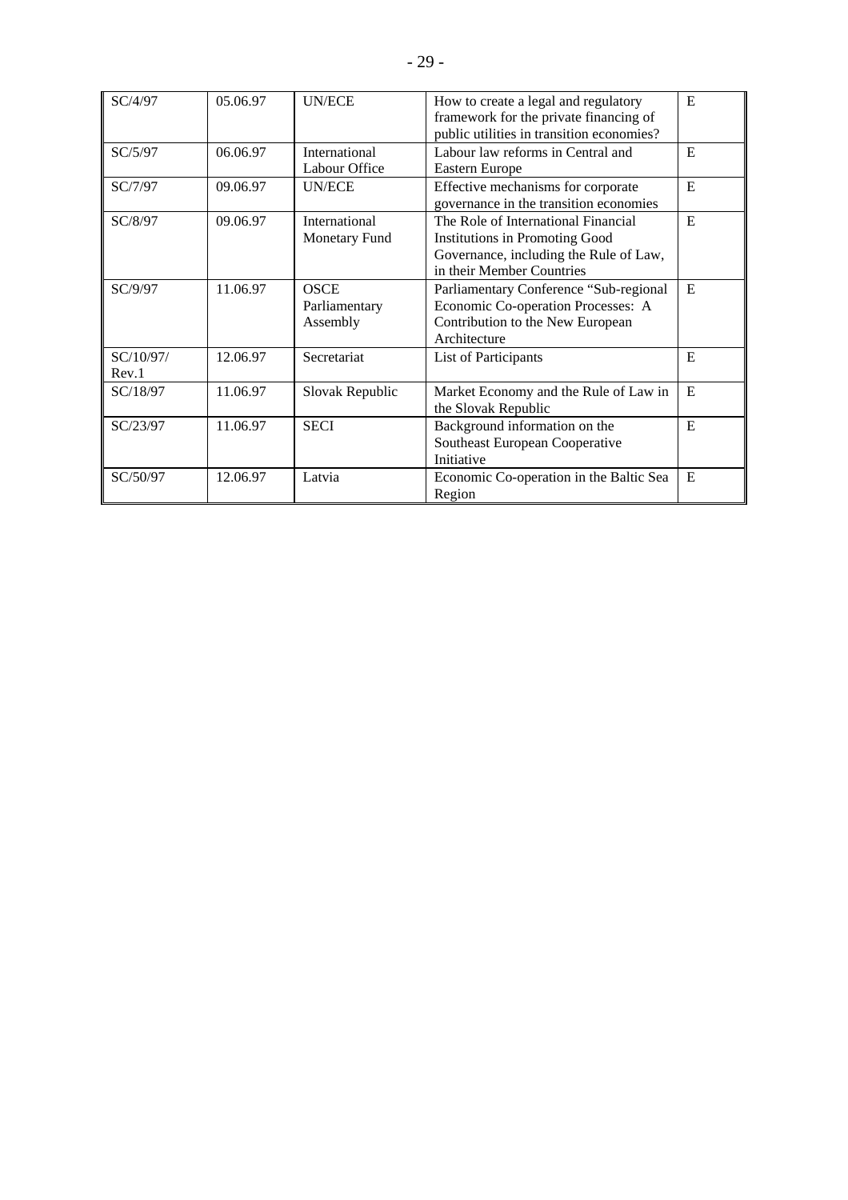| | | | | |
|---|---|---|---|---|
| SC/4/97 | 05.06.97 | UN/ECE | How to create a legal and regulatory framework for the private financing of public utilities in transition economies? | E |
| SC/5/97 | 06.06.97 | International Labour Office | Labour law reforms in Central and Eastern Europe | E |
| SC/7/97 | 09.06.97 | UN/ECE | Effective mechanisms for corporate governance in the transition economies | E |
| SC/8/97 | 09.06.97 | International Monetary Fund | The Role of International Financial Institutions in Promoting Good Governance, including the Rule of Law, in their Member Countries | E |
| SC/9/97 | 11.06.97 | OSCE Parliamentary Assembly | Parliamentary Conference "Sub-regional Economic Co-operation Processes: A Contribution to the New European Architecture | E |
| SC/10/97/ Rev.1 | 12.06.97 | Secretariat | List of Participants | E |
| SC/18/97 | 11.06.97 | Slovak Republic | Market Economy and the Rule of Law in the Slovak Republic | E |
| SC/23/97 | 11.06.97 | SECI | Background information on the Southeast European Cooperative Initiative | E |
| SC/50/97 | 12.06.97 | Latvia | Economic Co-operation in the Baltic Sea Region | E |